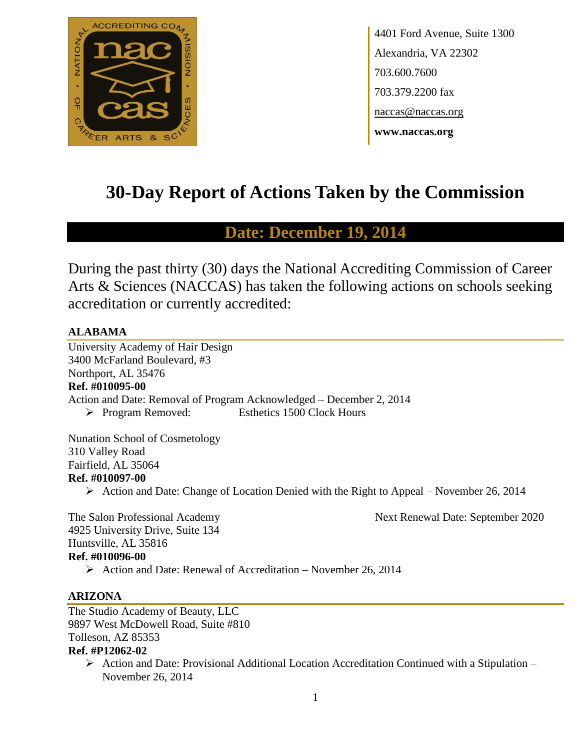4401 Ford Avenue, Suite 1300
Alexandria, VA 22302
703.600.7600
703.379.2200 fax
naccas@naccas.org
**www.naccas.org**

# 30-Day Report of Actions Taken by the Commission

## Date: December 19, 2014

During the past thirty (30) days the National Accrediting Commission of Career Arts & Sciences (NACCAS) has taken the following actions on schools seeking accreditation or currently accredited:

### ALABAMA

University Academy of Hair Design
3400 McFarland Boulevard, #3
Northport, AL 35476
**Ref. #010095-00**
Action and Date: Removal of Program Acknowledged – December 2, 2014

- Program Removed: Esthetics 1500 Clock Hours

Nunation School of Cosmetology
310 Valley Road
Fairfield, AL 35064
**Ref. #010097-00**

- Action and Date: Change of Location Denied with the Right to Appeal – November 26, 2014

The Salon Professional Academy
4925 University Drive, Suite 134
Huntsville, AL 35816
**Ref. #010096-00**
Next Renewal Date: September 2020

- Action and Date: Renewal of Accreditation – November 26, 2014

### ARIZONA

The Studio Academy of Beauty, LLC
9897 West McDowell Road, Suite #810
Tolleson, AZ 85353
**Ref. #P12062-02**

- Action and Date: Provisional Additional Location Accreditation Continued with a Stipulation – November 26, 2014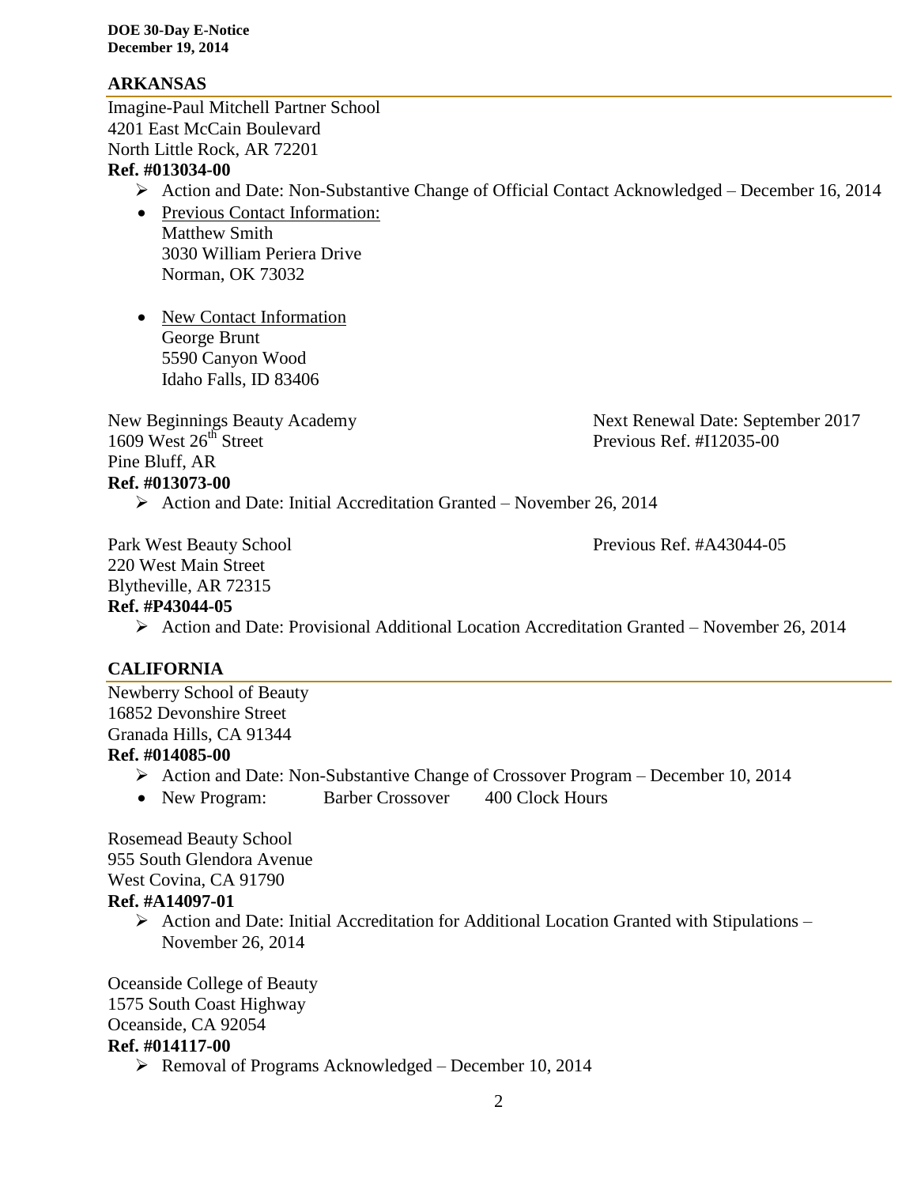## ARKANSAS

Imagine-Paul Mitchell Partner School
4201 East McCain Boulevard
North Little Rock, AR 72201
**Ref. #013034-00**

- Action and Date: Non-Substantive Change of Official Contact Acknowledged – December 16, 2014
- Previous Contact Information:
  Matthew Smith
  3030 William Periera Drive
  Norman, OK 73032

- New Contact Information
  George Brunt
  5590 Canyon Wood
  Idaho Falls, ID 83406

New Beginnings Beauty Academy
1609 West 26th Street
Pine Bluff, AR
**Ref. #013073-00**

Next Renewal Date: September 2017
Previous Ref. #I12035-00

- Action and Date: Initial Accreditation Granted – November 26, 2014

Park West Beauty School
220 West Main Street
Blytheville, AR 72315
**Ref. #P43044-05**

Previous Ref. #A43044-05

- Action and Date: Provisional Additional Location Accreditation Granted – November 26, 2014

## CALIFORNIA

Newberry School of Beauty
16852 Devonshire Street
Granada Hills, CA 91344
**Ref. #014085-00**

- Action and Date: Non-Substantive Change of Crossover Program – December 10, 2014
- New Program: Barber Crossover 400 Clock Hours

Rosemead Beauty School
955 South Glendora Avenue
West Covina, CA 91790
**Ref. #A14097-01**

- Action and Date: Initial Accreditation for Additional Location Granted with Stipulations – November 26, 2014

Oceanside College of Beauty
1575 South Coast Highway
Oceanside, CA 92054
**Ref. #014117-00**

- Removal of Programs Acknowledged – December 10, 2014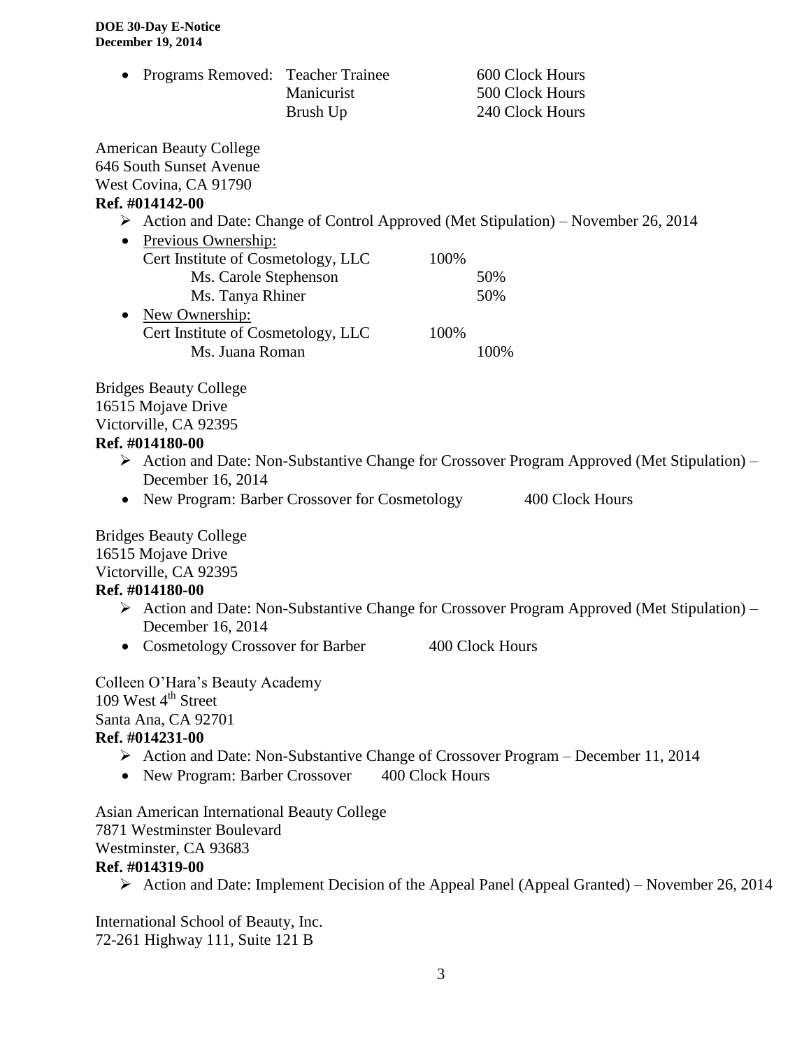- Programs Removed: Teacher Trainee 600 Clock Hours
  Manicurist 500 Clock Hours
  Brush Up 240 Clock Hours

American Beauty College
646 South Sunset Avenue
West Covina, CA 91790
**Ref. #014142-00**

- Action and Date: Change of Control Approved (Met Stipulation) – November 26, 2014
- Previous Ownership:

| | | |
|---|---|---|
| Cert Institute of Cosmetology, LLC | 100% | |
| Ms. Carole Stephenson | | 50% |
| Ms. Tanya Rhiner | | 50% |

- New Ownership:

| | | |
|---|---|---|
| Cert Institute of Cosmetology, LLC | 100% | |
| Ms. Juana Roman | | 100% |

Bridges Beauty College
16515 Mojave Drive
Victorville, CA 92395
**Ref. #014180-00**

- Action and Date: Non-Substantive Change for Crossover Program Approved (Met Stipulation) – December 16, 2014
- New Program: Barber Crossover for Cosmetology 400 Clock Hours

Bridges Beauty College
16515 Mojave Drive
Victorville, CA 92395
**Ref. #014180-00**

- Action and Date: Non-Substantive Change for Crossover Program Approved (Met Stipulation) – December 16, 2014
- Cosmetology Crossover for Barber 400 Clock Hours

Colleen O'Hara's Beauty Academy
109 West 4th Street
Santa Ana, CA 92701
**Ref. #014231-00**

- Action and Date: Non-Substantive Change of Crossover Program – December 11, 2014
- New Program: Barber Crossover 400 Clock Hours

Asian American International Beauty College
7871 Westminster Boulevard
Westminster, CA 93683
**Ref. #014319-00**

- Action and Date: Implement Decision of the Appeal Panel (Appeal Granted) – November 26, 2014

International School of Beauty, Inc.
72-261 Highway 111, Suite 121 B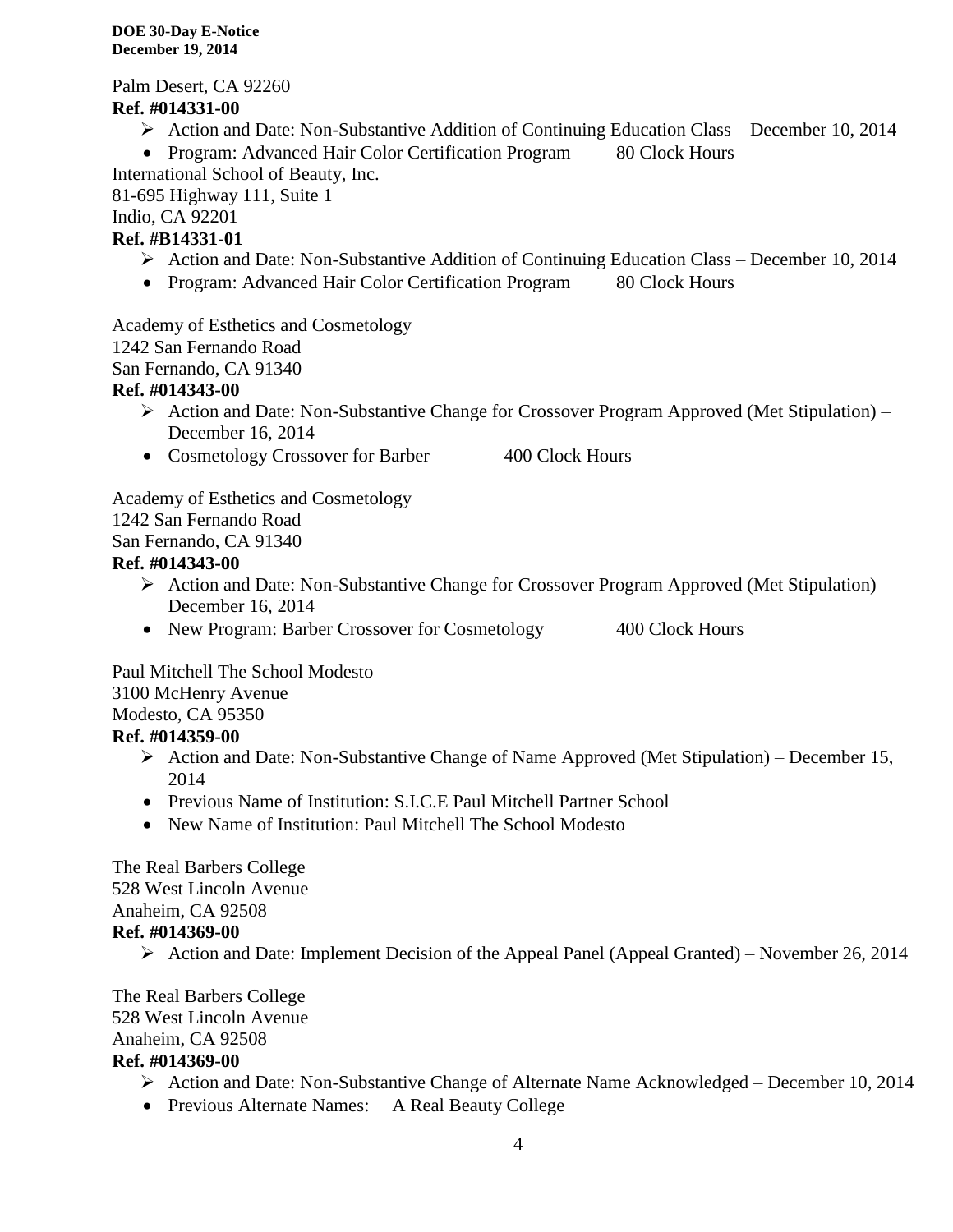Palm Desert, CA 92260

**Ref. #014331-00**

- Action and Date: Non-Substantive Addition of Continuing Education Class – December 10, 2014
- Program: Advanced Hair Color Certification Program 80 Clock Hours

International School of Beauty, Inc.
81-695 Highway 111, Suite 1
Indio, CA 92201

**Ref. #B14331-01**

- Action and Date: Non-Substantive Addition of Continuing Education Class – December 10, 2014
- Program: Advanced Hair Color Certification Program 80 Clock Hours

Academy of Esthetics and Cosmetology
1242 San Fernando Road
San Fernando, CA 91340

**Ref. #014343-00**

- Action and Date: Non-Substantive Change for Crossover Program Approved (Met Stipulation) – December 16, 2014
- Cosmetology Crossover for Barber 400 Clock Hours

Academy of Esthetics and Cosmetology
1242 San Fernando Road
San Fernando, CA 91340

**Ref. #014343-00**

- Action and Date: Non-Substantive Change for Crossover Program Approved (Met Stipulation) – December 16, 2014
- New Program: Barber Crossover for Cosmetology 400 Clock Hours

Paul Mitchell The School Modesto
3100 McHenry Avenue
Modesto, CA 95350

**Ref. #014359-00**

- Action and Date: Non-Substantive Change of Name Approved (Met Stipulation) – December 15, 2014
- Previous Name of Institution: S.I.C.E Paul Mitchell Partner School
- New Name of Institution: Paul Mitchell The School Modesto

The Real Barbers College
528 West Lincoln Avenue
Anaheim, CA 92508

**Ref. #014369-00**

- Action and Date: Implement Decision of the Appeal Panel (Appeal Granted) – November 26, 2014

The Real Barbers College
528 West Lincoln Avenue
Anaheim, CA 92508

**Ref. #014369-00**

- Action and Date: Non-Substantive Change of Alternate Name Acknowledged – December 10, 2014
- Previous Alternate Names: A Real Beauty College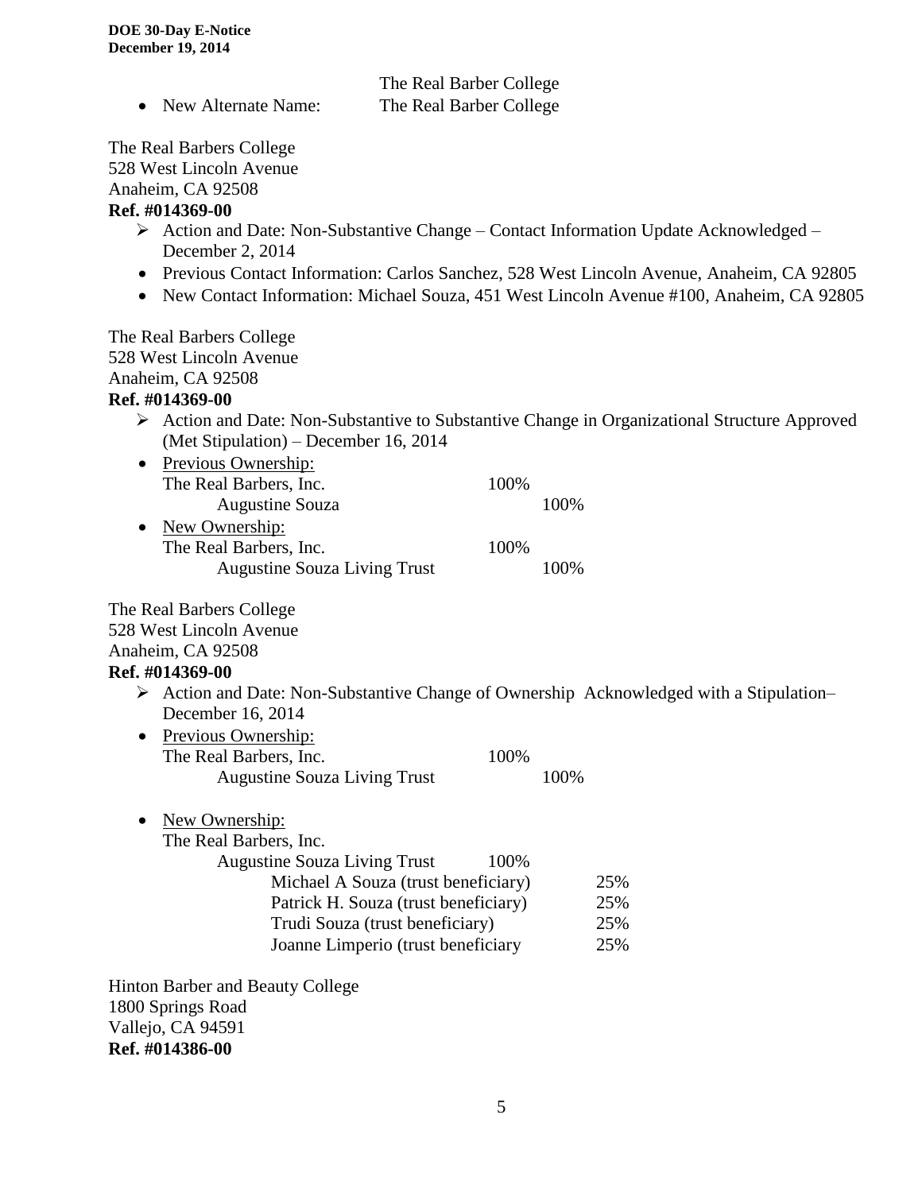The Real Barber College

- New Alternate Name: The Real Barber College

The Real Barbers College
528 West Lincoln Avenue
Anaheim, CA 92508
**Ref. #014369-00**

- ➢ Action and Date: Non-Substantive Change – Contact Information Update Acknowledged – December 2, 2014
- Previous Contact Information: Carlos Sanchez, 528 West Lincoln Avenue, Anaheim, CA 92805
- New Contact Information: Michael Souza, 451 West Lincoln Avenue #100, Anaheim, CA 92805

The Real Barbers College
528 West Lincoln Avenue
Anaheim, CA 92508
**Ref. #014369-00**

- ➢ Action and Date: Non-Substantive to Substantive Change in Organizational Structure Approved (Met Stipulation) – December 16, 2014
- Previous Ownership:
  The Real Barbers, Inc. 100%
  Augustine Souza 100%
- New Ownership:
  The Real Barbers, Inc. 100%
  Augustine Souza Living Trust 100%

The Real Barbers College
528 West Lincoln Avenue
Anaheim, CA 92508
**Ref. #014369-00**

- ➢ Action and Date: Non-Substantive Change of Ownership Acknowledged with a Stipulation– December 16, 2014
- Previous Ownership:
  The Real Barbers, Inc. 100%
  Augustine Souza Living Trust 100%
- New Ownership:
  The Real Barbers, Inc.
  Augustine Souza Living Trust 100%
  Michael A Souza (trust beneficiary) 25%
  Patrick H. Souza (trust beneficiary) 25%
  Trudi Souza (trust beneficiary) 25%
  Joanne Limperio (trust beneficiary 25%

Hinton Barber and Beauty College
1800 Springs Road
Vallejo, CA 94591
**Ref. #014386-00**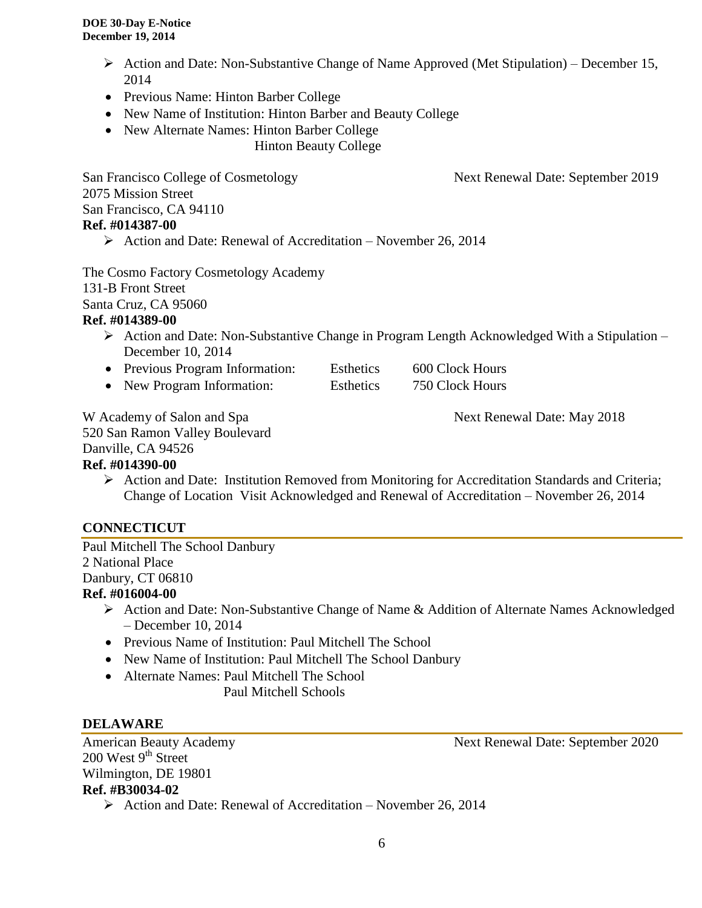- Action and Date: Non-Substantive Change of Name Approved (Met Stipulation) – December 15, 2014
- Previous Name: Hinton Barber College
- New Name of Institution: Hinton Barber and Beauty College
- New Alternate Names: Hinton Barber College
  Hinton Beauty College

San Francisco College of Cosmetology — Next Renewal Date: September 2019
2075 Mission Street
San Francisco, CA 94110
**Ref. #014387-00**

- Action and Date: Renewal of Accreditation – November 26, 2014

The Cosmo Factory Cosmetology Academy
131-B Front Street
Santa Cruz, CA 95060
**Ref. #014389-00**

- Action and Date: Non-Substantive Change in Program Length Acknowledged With a Stipulation – December 10, 2014
- Previous Program Information: Esthetics 600 Clock Hours
- New Program Information: Esthetics 750 Clock Hours

W Academy of Salon and Spa — Next Renewal Date: May 2018
520 San Ramon Valley Boulevard
Danville, CA 94526
**Ref. #014390-00**

- Action and Date: Institution Removed from Monitoring for Accreditation Standards and Criteria; Change of Location Visit Acknowledged and Renewal of Accreditation – November 26, 2014

## CONNECTICUT

Paul Mitchell The School Danbury
2 National Place
Danbury, CT 06810
**Ref. #016004-00**

- Action and Date: Non-Substantive Change of Name & Addition of Alternate Names Acknowledged – December 10, 2014
- Previous Name of Institution: Paul Mitchell The School
- New Name of Institution: Paul Mitchell The School Danbury
- Alternate Names: Paul Mitchell The School
  Paul Mitchell Schools

## DELAWARE

American Beauty Academy — Next Renewal Date: September 2020
200 West 9th Street
Wilmington, DE 19801
**Ref. #B30034-02**

- Action and Date: Renewal of Accreditation – November 26, 2014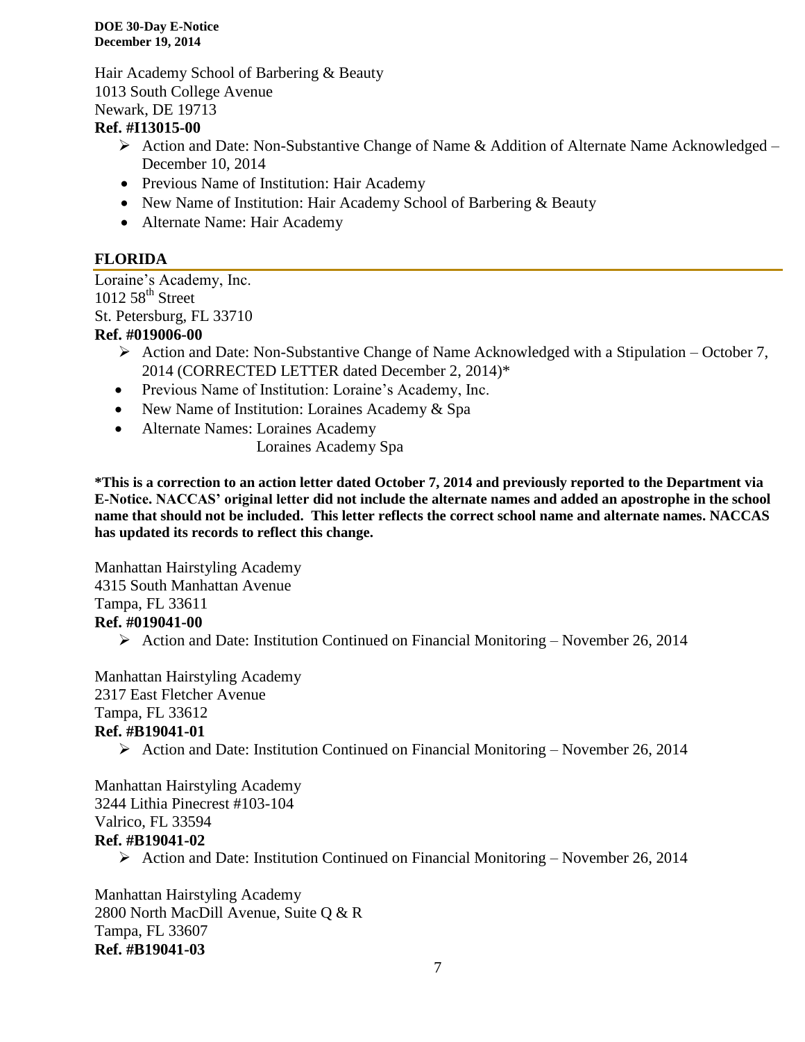Hair Academy School of Barbering & Beauty
1013 South College Avenue
Newark, DE 19713
**Ref. #I13015-00**

- Action and Date: Non-Substantive Change of Name & Addition of Alternate Name Acknowledged – December 10, 2014
- Previous Name of Institution: Hair Academy
- New Name of Institution: Hair Academy School of Barbering & Beauty
- Alternate Name: Hair Academy

## FLORIDA

Loraine's Academy, Inc.
1012 58th Street
St. Petersburg, FL 33710
**Ref. #019006-00**

- Action and Date: Non-Substantive Change of Name Acknowledged with a Stipulation – October 7, 2014 (CORRECTED LETTER dated December 2, 2014)*
- Previous Name of Institution: Loraine's Academy, Inc.
- New Name of Institution: Loraines Academy & Spa
- Alternate Names: Loraines Academy
  Loraines Academy Spa

**\*This is a correction to an action letter dated October 7, 2014 and previously reported to the Department via E-Notice. NACCAS' original letter did not include the alternate names and added an apostrophe in the school name that should not be included. This letter reflects the correct school name and alternate names. NACCAS has updated its records to reflect this change.**

Manhattan Hairstyling Academy
4315 South Manhattan Avenue
Tampa, FL 33611
**Ref. #019041-00**

- Action and Date: Institution Continued on Financial Monitoring – November 26, 2014

Manhattan Hairstyling Academy
2317 East Fletcher Avenue
Tampa, FL 33612
**Ref. #B19041-01**

- Action and Date: Institution Continued on Financial Monitoring – November 26, 2014

Manhattan Hairstyling Academy
3244 Lithia Pinecrest #103-104
Valrico, FL 33594
**Ref. #B19041-02**

- Action and Date: Institution Continued on Financial Monitoring – November 26, 2014

Manhattan Hairstyling Academy
2800 North MacDill Avenue, Suite Q & R
Tampa, FL 33607
**Ref. #B19041-03**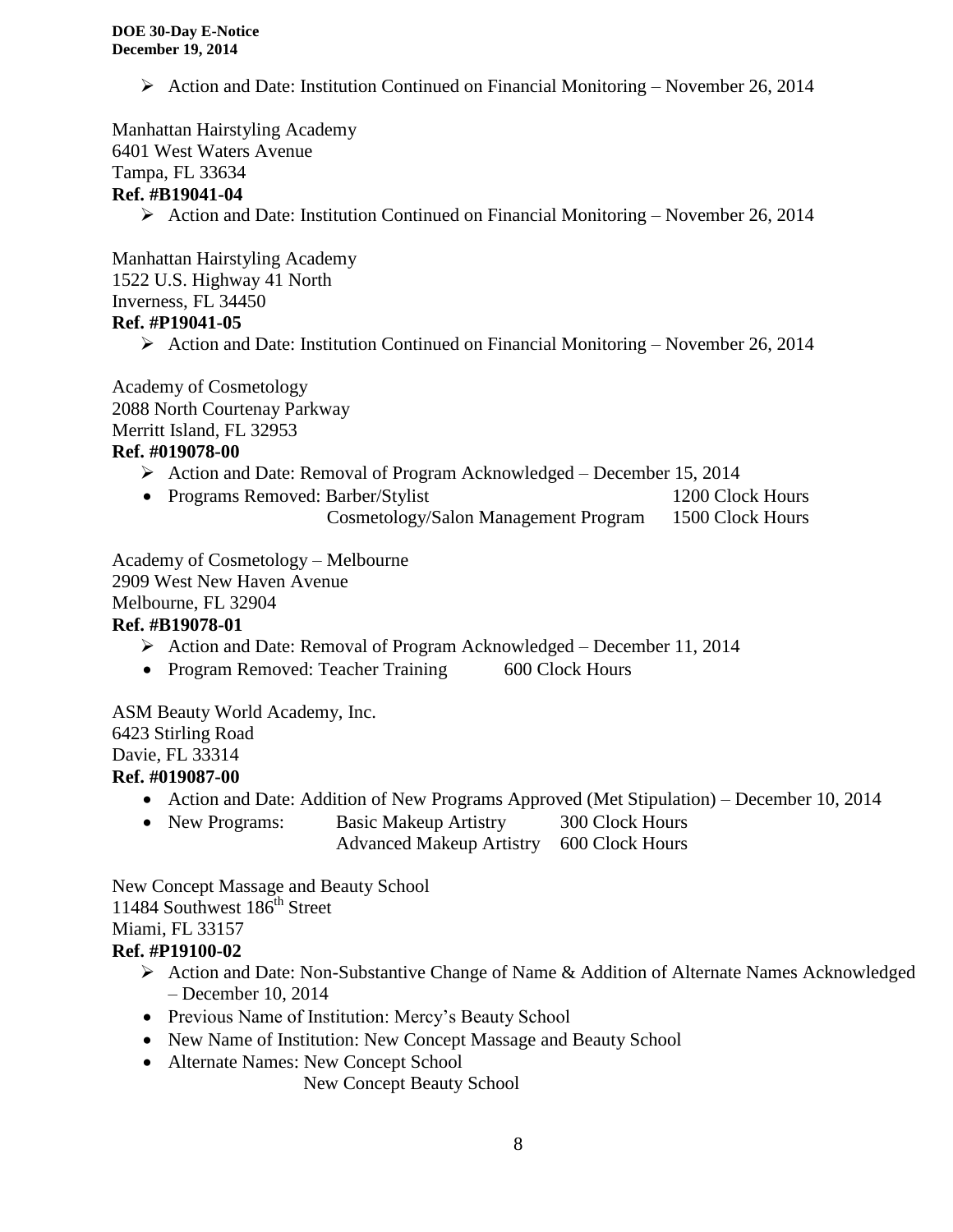- Action and Date: Institution Continued on Financial Monitoring – November 26, 2014

Manhattan Hairstyling Academy
6401 West Waters Avenue
Tampa, FL 33634
**Ref. #B19041-04**

- Action and Date: Institution Continued on Financial Monitoring – November 26, 2014

Manhattan Hairstyling Academy
1522 U.S. Highway 41 North
Inverness, FL 34450
**Ref. #P19041-05**

- Action and Date: Institution Continued on Financial Monitoring – November 26, 2014

Academy of Cosmetology
2088 North Courtenay Parkway
Merritt Island, FL 32953
**Ref. #019078-00**

- Action and Date: Removal of Program Acknowledged – December 15, 2014
- Programs Removed: Barber/Stylist 1200 Clock Hours
  Cosmetology/Salon Management Program 1500 Clock Hours

Academy of Cosmetology – Melbourne
2909 West New Haven Avenue
Melbourne, FL 32904
**Ref. #B19078-01**

- Action and Date: Removal of Program Acknowledged – December 11, 2014
- Program Removed: Teacher Training 600 Clock Hours

ASM Beauty World Academy, Inc.
6423 Stirling Road
Davie, FL 33314
**Ref. #019087-00**

- Action and Date: Addition of New Programs Approved (Met Stipulation) – December 10, 2014
- New Programs: Basic Makeup Artistry 300 Clock Hours
  Advanced Makeup Artistry 600 Clock Hours

New Concept Massage and Beauty School
11484 Southwest 186th Street
Miami, FL 33157
**Ref. #P19100-02**

- Action and Date: Non-Substantive Change of Name & Addition of Alternate Names Acknowledged – December 10, 2014
- Previous Name of Institution: Mercy's Beauty School
- New Name of Institution: New Concept Massage and Beauty School
- Alternate Names: New Concept School
  New Concept Beauty School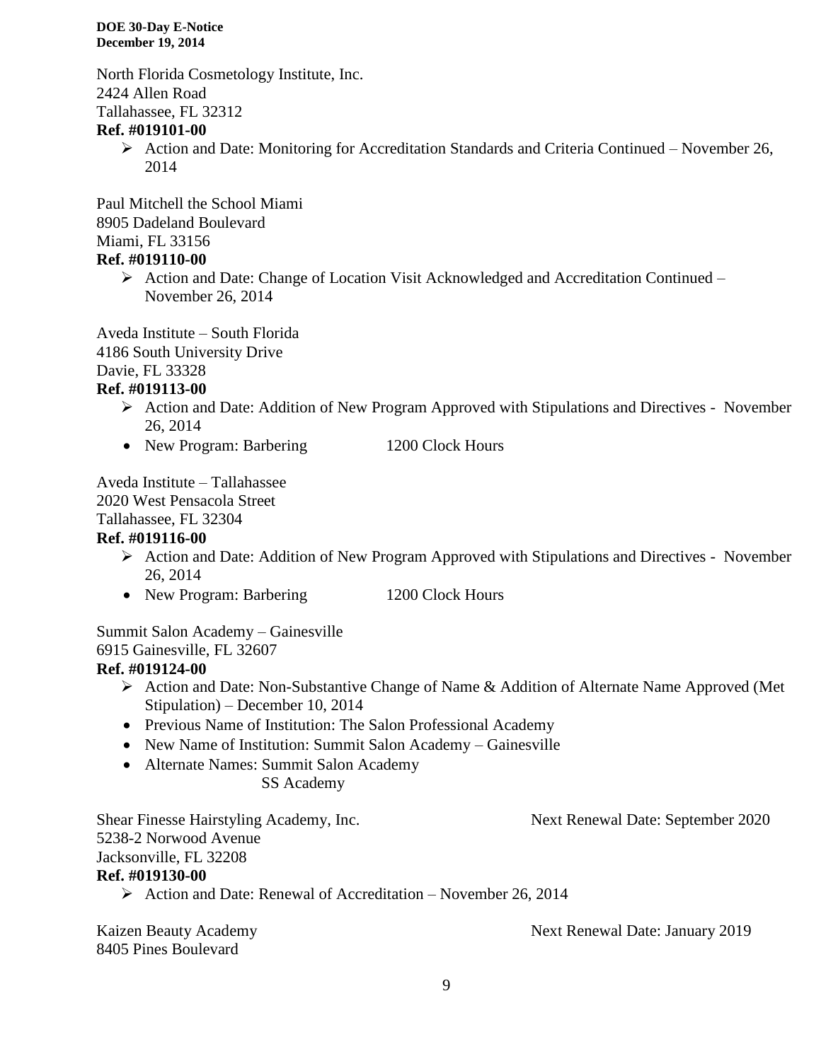North Florida Cosmetology Institute, Inc.
2424 Allen Road
Tallahassee, FL 32312
**Ref. #019101-00**

- Action and Date: Monitoring for Accreditation Standards and Criteria Continued – November 26, 2014

Paul Mitchell the School Miami
8905 Dadeland Boulevard
Miami, FL 33156
**Ref. #019110-00**

- Action and Date: Change of Location Visit Acknowledged and Accreditation Continued – November 26, 2014

Aveda Institute – South Florida
4186 South University Drive
Davie, FL 33328
**Ref. #019113-00**

- Action and Date: Addition of New Program Approved with Stipulations and Directives - November 26, 2014
- New Program: Barbering 1200 Clock Hours

Aveda Institute – Tallahassee
2020 West Pensacola Street
Tallahassee, FL 32304
**Ref. #019116-00**

- Action and Date: Addition of New Program Approved with Stipulations and Directives - November 26, 2014
- New Program: Barbering 1200 Clock Hours

Summit Salon Academy – Gainesville
6915 Gainesville, FL 32607
**Ref. #019124-00**

- Action and Date: Non-Substantive Change of Name & Addition of Alternate Name Approved (Met Stipulation) – December 10, 2014
- Previous Name of Institution: The Salon Professional Academy
- New Name of Institution: Summit Salon Academy – Gainesville
- Alternate Names: Summit Salon Academy
  SS Academy

Shear Finesse Hairstyling Academy, Inc. Next Renewal Date: September 2020
5238-2 Norwood Avenue
Jacksonville, FL 32208
**Ref. #019130-00**

- Action and Date: Renewal of Accreditation – November 26, 2014

Kaizen Beauty Academy Next Renewal Date: January 2019
8405 Pines Boulevard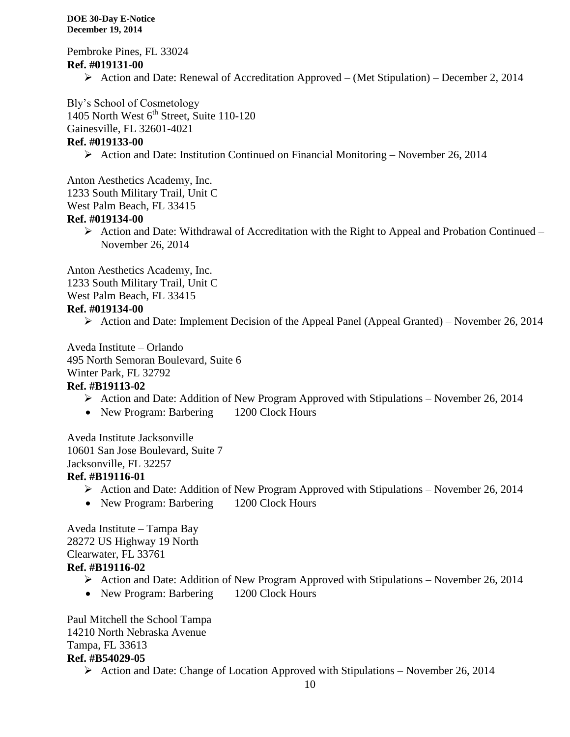Pembroke Pines, FL 33024

**Ref. #019131-00**

- Action and Date: Renewal of Accreditation Approved – (Met Stipulation) – December 2, 2014

Bly's School of Cosmetology
1405 North West 6th Street, Suite 110-120
Gainesville, FL 32601-4021

**Ref. #019133-00**

- Action and Date: Institution Continued on Financial Monitoring – November 26, 2014

Anton Aesthetics Academy, Inc.
1233 South Military Trail, Unit C
West Palm Beach, FL 33415

**Ref. #019134-00**

- Action and Date: Withdrawal of Accreditation with the Right to Appeal and Probation Continued – November 26, 2014

Anton Aesthetics Academy, Inc.
1233 South Military Trail, Unit C
West Palm Beach, FL 33415

**Ref. #019134-00**

- Action and Date: Implement Decision of the Appeal Panel (Appeal Granted) – November 26, 2014

Aveda Institute – Orlando
495 North Semoran Boulevard, Suite 6
Winter Park, FL 32792

**Ref. #B19113-02**

- Action and Date: Addition of New Program Approved with Stipulations – November 26, 2014
- New Program: Barbering 1200 Clock Hours

Aveda Institute Jacksonville
10601 San Jose Boulevard, Suite 7
Jacksonville, FL 32257

**Ref. #B19116-01**

- Action and Date: Addition of New Program Approved with Stipulations – November 26, 2014
- New Program: Barbering 1200 Clock Hours

Aveda Institute – Tampa Bay
28272 US Highway 19 North
Clearwater, FL 33761

**Ref. #B19116-02**

- Action and Date: Addition of New Program Approved with Stipulations – November 26, 2014
- New Program: Barbering 1200 Clock Hours

Paul Mitchell the School Tampa
14210 North Nebraska Avenue
Tampa, FL 33613

**Ref. #B54029-05**

- Action and Date: Change of Location Approved with Stipulations – November 26, 2014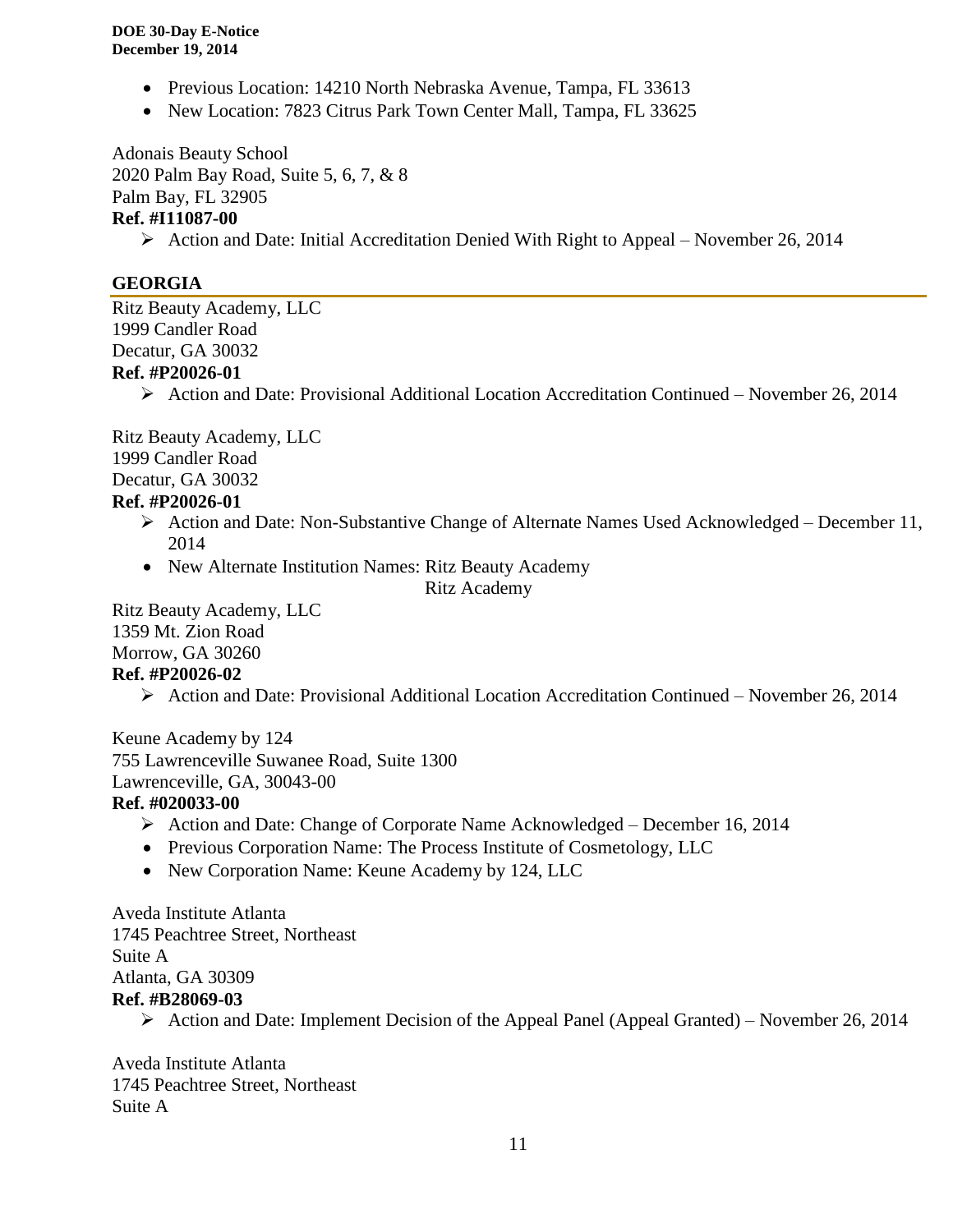- Previous Location: 14210 North Nebraska Avenue, Tampa, FL 33613
- New Location: 7823 Citrus Park Town Center Mall, Tampa, FL 33625

Adonais Beauty School
2020 Palm Bay Road, Suite 5, 6, 7, & 8
Palm Bay, FL 32905
**Ref. #I11087-00**

- Action and Date: Initial Accreditation Denied With Right to Appeal – November 26, 2014

## GEORGIA

Ritz Beauty Academy, LLC
1999 Candler Road
Decatur, GA 30032
**Ref. #P20026-01**

- Action and Date: Provisional Additional Location Accreditation Continued – November 26, 2014

Ritz Beauty Academy, LLC
1999 Candler Road
Decatur, GA 30032
**Ref. #P20026-01**

- Action and Date: Non-Substantive Change of Alternate Names Used Acknowledged – December 11, 2014
- New Alternate Institution Names: Ritz Beauty Academy
  Ritz Academy

Ritz Beauty Academy, LLC
1359 Mt. Zion Road
Morrow, GA 30260
**Ref. #P20026-02**

- Action and Date: Provisional Additional Location Accreditation Continued – November 26, 2014

Keune Academy by 124
755 Lawrenceville Suwanee Road, Suite 1300
Lawrenceville, GA, 30043-00
**Ref. #020033-00**

- Action and Date: Change of Corporate Name Acknowledged – December 16, 2014
- Previous Corporation Name: The Process Institute of Cosmetology, LLC
- New Corporation Name: Keune Academy by 124, LLC

Aveda Institute Atlanta
1745 Peachtree Street, Northeast
Suite A
Atlanta, GA 30309
**Ref. #B28069-03**

- Action and Date: Implement Decision of the Appeal Panel (Appeal Granted) – November 26, 2014

Aveda Institute Atlanta
1745 Peachtree Street, Northeast
Suite A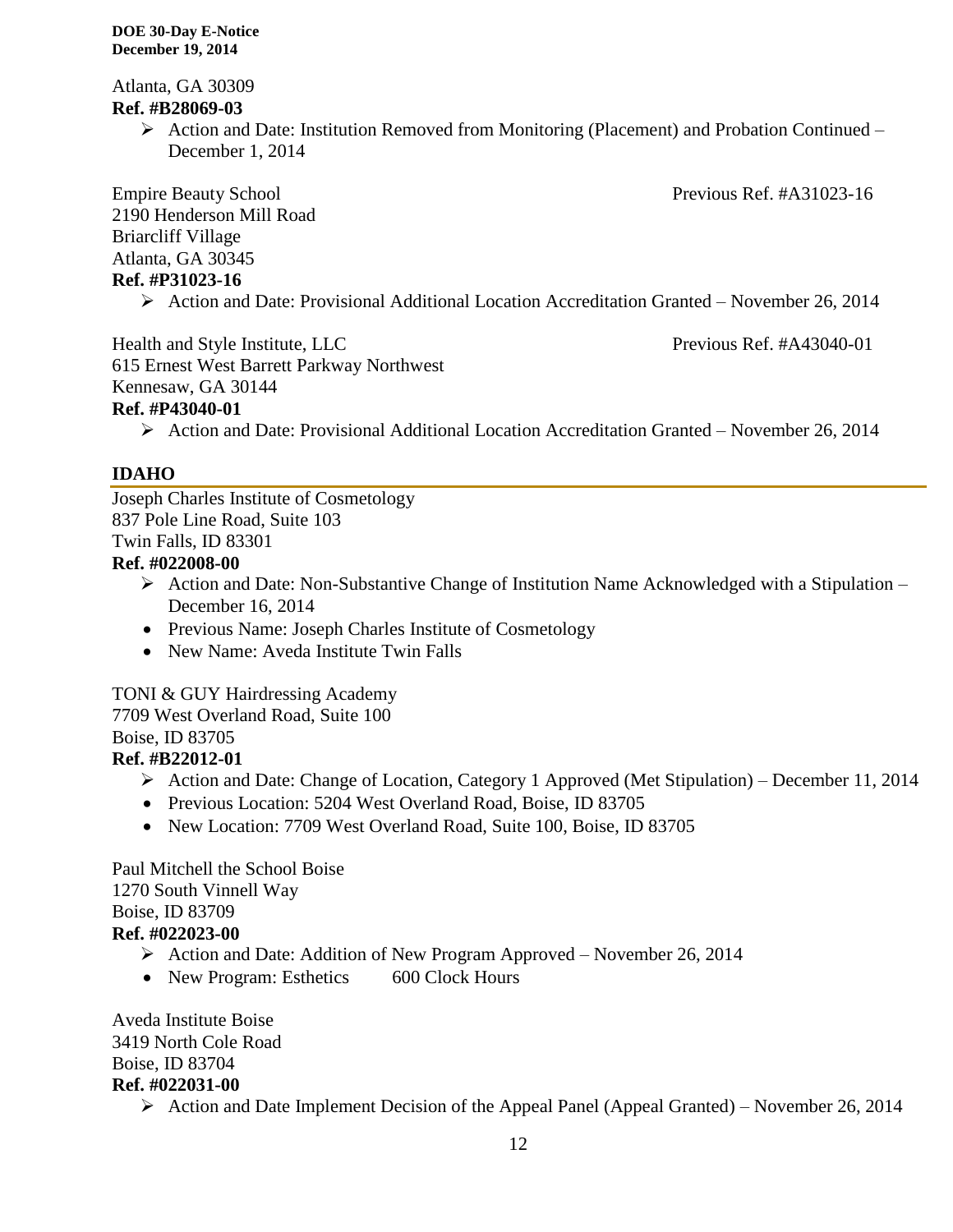Atlanta, GA 30309
**Ref. #B28069-03**

- ➢ Action and Date: Institution Removed from Monitoring (Placement) and Probation Continued – December 1, 2014

Empire Beauty School — Previous Ref. #A31023-16
2190 Henderson Mill Road
Briarcliff Village
Atlanta, GA 30345
**Ref. #P31023-16**

- ➢ Action and Date: Provisional Additional Location Accreditation Granted – November 26, 2014

Health and Style Institute, LLC — Previous Ref. #A43040-01
615 Ernest West Barrett Parkway Northwest
Kennesaw, GA 30144
**Ref. #P43040-01**

- ➢ Action and Date: Provisional Additional Location Accreditation Granted – November 26, 2014

## IDAHO

Joseph Charles Institute of Cosmetology
837 Pole Line Road, Suite 103
Twin Falls, ID 83301
**Ref. #022008-00**

- ➢ Action and Date: Non-Substantive Change of Institution Name Acknowledged with a Stipulation – December 16, 2014
- Previous Name: Joseph Charles Institute of Cosmetology
- New Name: Aveda Institute Twin Falls

TONI & GUY Hairdressing Academy
7709 West Overland Road, Suite 100
Boise, ID 83705
**Ref. #B22012-01**

- ➢ Action and Date: Change of Location, Category 1 Approved (Met Stipulation) – December 11, 2014
- Previous Location: 5204 West Overland Road, Boise, ID 83705
- New Location: 7709 West Overland Road, Suite 100, Boise, ID 83705

Paul Mitchell the School Boise
1270 South Vinnell Way
Boise, ID 83709
**Ref. #022023-00**

- ➢ Action and Date: Addition of New Program Approved – November 26, 2014
- New Program: Esthetics 600 Clock Hours

Aveda Institute Boise
3419 North Cole Road
Boise, ID 83704
**Ref. #022031-00**

- ➢ Action and Date Implement Decision of the Appeal Panel (Appeal Granted) – November 26, 2014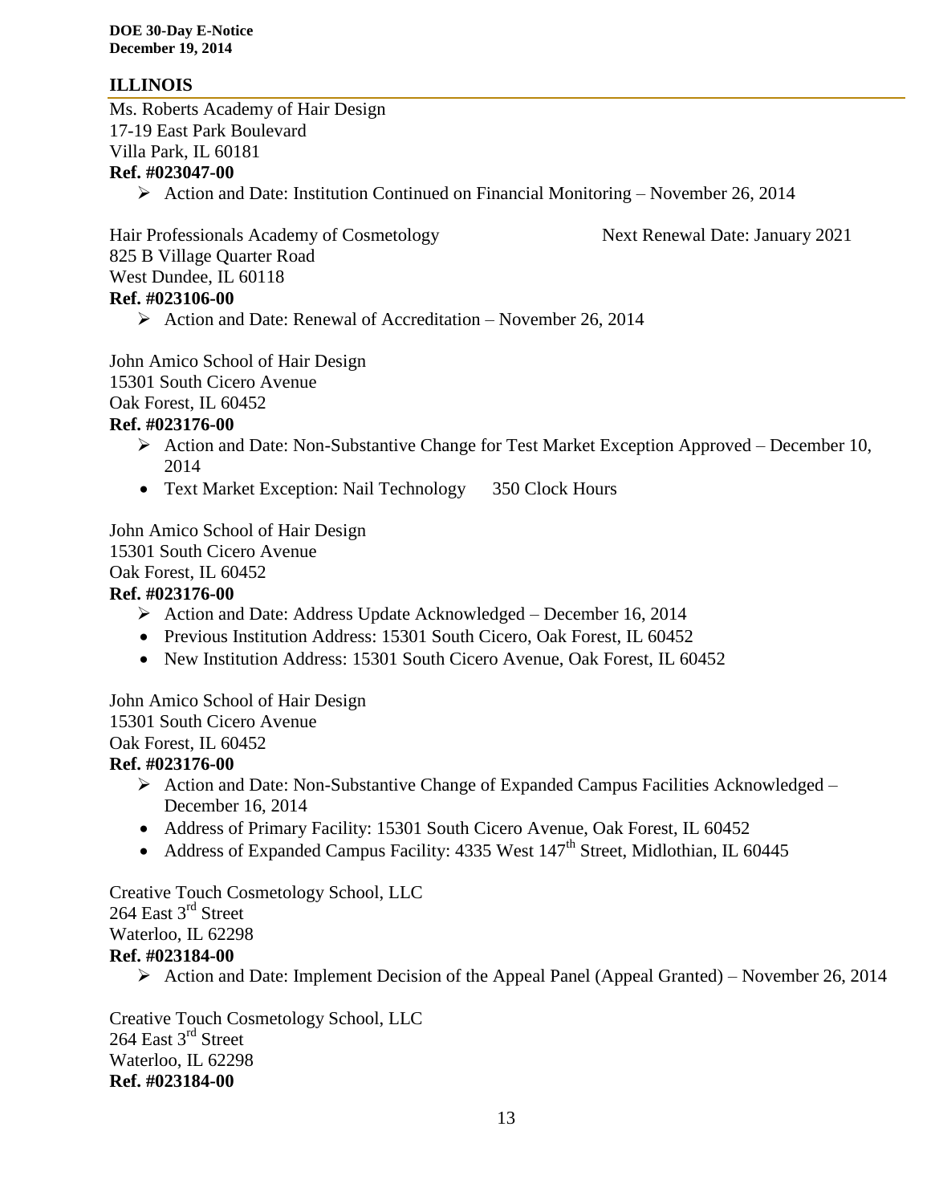## ILLINOIS

Ms. Roberts Academy of Hair Design
17-19 East Park Boulevard
Villa Park, IL 60181
**Ref. #023047-00**

- Action and Date: Institution Continued on Financial Monitoring – November 26, 2014

Hair Professionals Academy of Cosmetology — Next Renewal Date: January 2021
825 B Village Quarter Road
West Dundee, IL 60118
**Ref. #023106-00**

- Action and Date: Renewal of Accreditation – November 26, 2014

John Amico School of Hair Design
15301 South Cicero Avenue
Oak Forest, IL 60452
**Ref. #023176-00**

- Action and Date: Non-Substantive Change for Test Market Exception Approved – December 10, 2014
  - Text Market Exception: Nail Technology 350 Clock Hours

John Amico School of Hair Design
15301 South Cicero Avenue
Oak Forest, IL 60452
**Ref. #023176-00**

- Action and Date: Address Update Acknowledged – December 16, 2014
  - Previous Institution Address: 15301 South Cicero, Oak Forest, IL 60452
  - New Institution Address: 15301 South Cicero Avenue, Oak Forest, IL 60452

John Amico School of Hair Design
15301 South Cicero Avenue
Oak Forest, IL 60452
**Ref. #023176-00**

- Action and Date: Non-Substantive Change of Expanded Campus Facilities Acknowledged – December 16, 2014
  - Address of Primary Facility: 15301 South Cicero Avenue, Oak Forest, IL 60452
  - Address of Expanded Campus Facility: 4335 West 147th Street, Midlothian, IL 60445

Creative Touch Cosmetology School, LLC
264 East 3rd Street
Waterloo, IL 62298
**Ref. #023184-00**

- Action and Date: Implement Decision of the Appeal Panel (Appeal Granted) – November 26, 2014

Creative Touch Cosmetology School, LLC
264 East 3rd Street
Waterloo, IL 62298
**Ref. #023184-00**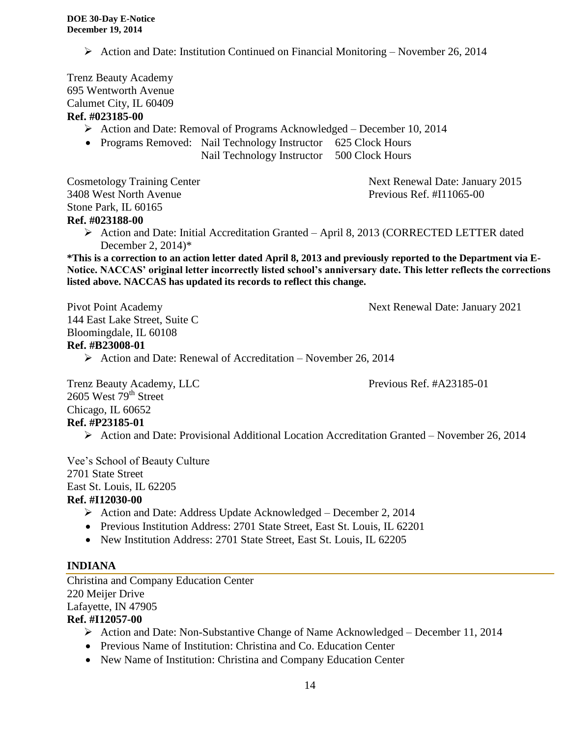- ➢ Action and Date: Institution Continued on Financial Monitoring – November 26, 2014

Trenz Beauty Academy
695 Wentworth Avenue
Calumet City, IL 60409
**Ref. #023185-00**

- ➢ Action and Date: Removal of Programs Acknowledged – December 10, 2014
- Programs Removed: Nail Technology Instructor 625 Clock Hours
  Nail Technology Instructor 500 Clock Hours

Cosmetology Training Center
3408 West North Avenue
Stone Park, IL 60165
Next Renewal Date: January 2015
Previous Ref. #I11065-00
**Ref. #023188-00**

- ➢ Action and Date: Initial Accreditation Granted – April 8, 2013 (CORRECTED LETTER dated December 2, 2014)*

**\*This is a correction to an action letter dated April 8, 2013 and previously reported to the Department via E-Notice. NACCAS' original letter incorrectly listed school's anniversary date. This letter reflects the corrections listed above. NACCAS has updated its records to reflect this change.**

Pivot Point Academy
144 East Lake Street, Suite C
Bloomingdale, IL 60108
Next Renewal Date: January 2021
**Ref. #B23008-01**

- ➢ Action and Date: Renewal of Accreditation – November 26, 2014

Trenz Beauty Academy, LLC
2605 West 79th Street
Chicago, IL 60652
Previous Ref. #A23185-01
**Ref. #P23185-01**

- ➢ Action and Date: Provisional Additional Location Accreditation Granted – November 26, 2014

Vee's School of Beauty Culture
2701 State Street
East St. Louis, IL 62205
**Ref. #I12030-00**

- ➢ Action and Date: Address Update Acknowledged – December 2, 2014
- Previous Institution Address: 2701 State Street, East St. Louis, IL 62201
- New Institution Address: 2701 State Street, East St. Louis, IL 62205

## INDIANA

Christina and Company Education Center
220 Meijer Drive
Lafayette, IN 47905
**Ref. #I12057-00**

- ➢ Action and Date: Non-Substantive Change of Name Acknowledged – December 11, 2014
- Previous Name of Institution: Christina and Co. Education Center
- New Name of Institution: Christina and Company Education Center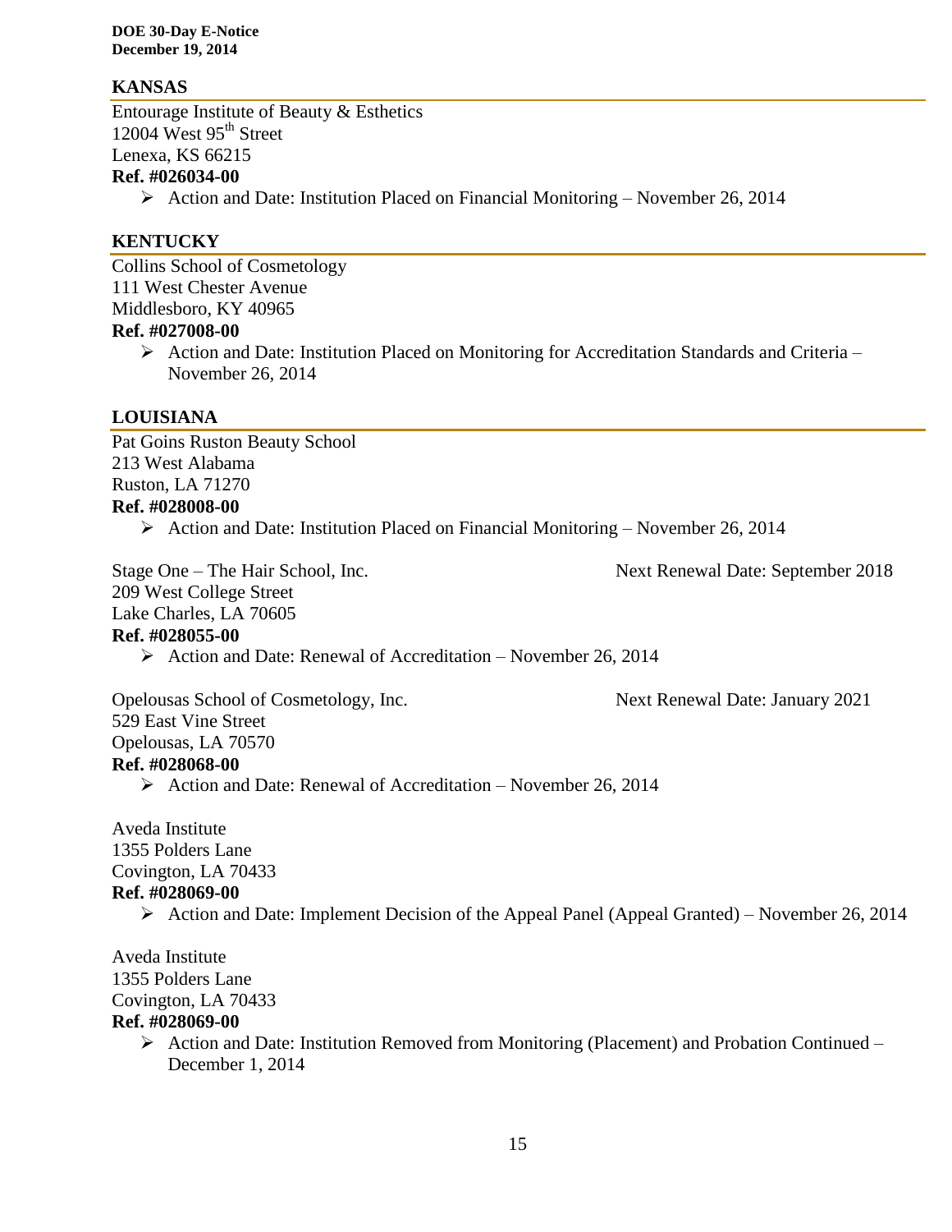## KANSAS

Entourage Institute of Beauty & Esthetics
12004 West 95th Street
Lenexa, KS 66215
**Ref. #026034-00**

- Action and Date: Institution Placed on Financial Monitoring – November 26, 2014

## KENTUCKY

Collins School of Cosmetology
111 West Chester Avenue
Middlesboro, KY 40965
**Ref. #027008-00**

- Action and Date: Institution Placed on Monitoring for Accreditation Standards and Criteria – November 26, 2014

## LOUISIANA

Pat Goins Ruston Beauty School
213 West Alabama
Ruston, LA 71270
**Ref. #028008-00**

- Action and Date: Institution Placed on Financial Monitoring – November 26, 2014

Stage One – The Hair School, Inc. Next Renewal Date: September 2018
209 West College Street
Lake Charles, LA 70605
**Ref. #028055-00**

- Action and Date: Renewal of Accreditation – November 26, 2014

Opelousas School of Cosmetology, Inc. Next Renewal Date: January 2021
529 East Vine Street
Opelousas, LA 70570
**Ref. #028068-00**

- Action and Date: Renewal of Accreditation – November 26, 2014

Aveda Institute
1355 Polders Lane
Covington, LA 70433
**Ref. #028069-00**

- Action and Date: Implement Decision of the Appeal Panel (Appeal Granted) – November 26, 2014

Aveda Institute
1355 Polders Lane
Covington, LA 70433
**Ref. #028069-00**

- Action and Date: Institution Removed from Monitoring (Placement) and Probation Continued – December 1, 2014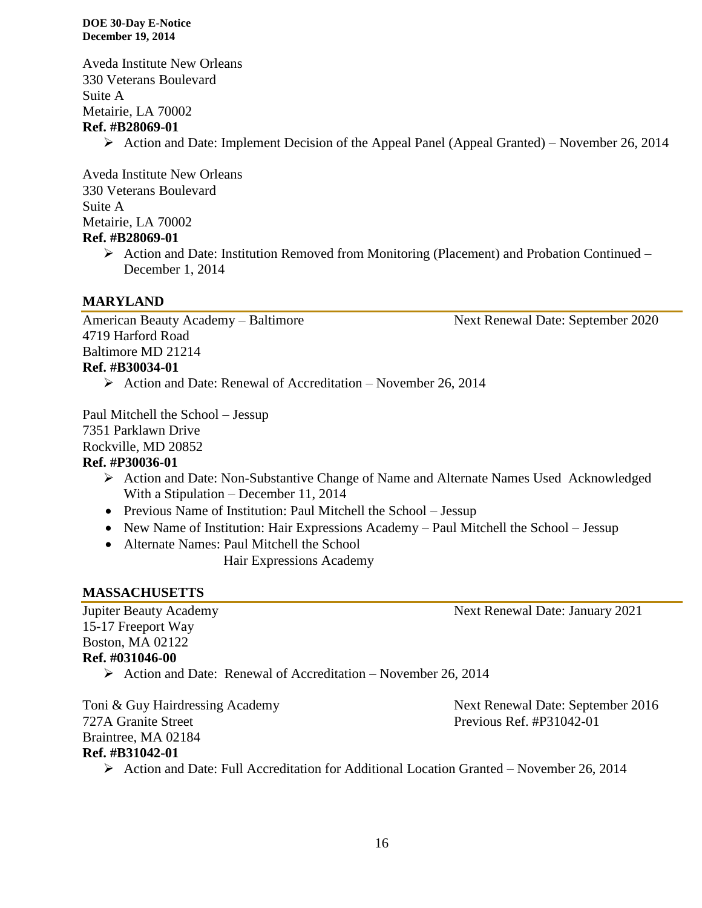Aveda Institute New Orleans
330 Veterans Boulevard
Suite A
Metairie, LA 70002
**Ref. #B28069-01**

- Action and Date: Implement Decision of the Appeal Panel (Appeal Granted) – November 26, 2014

Aveda Institute New Orleans
330 Veterans Boulevard
Suite A
Metairie, LA 70002
**Ref. #B28069-01**

- Action and Date: Institution Removed from Monitoring (Placement) and Probation Continued – December 1, 2014

## MARYLAND

American Beauty Academy – Baltimore — Next Renewal Date: September 2020
4719 Harford Road
Baltimore MD 21214
**Ref. #B30034-01**

- Action and Date: Renewal of Accreditation – November 26, 2014

Paul Mitchell the School – Jessup
7351 Parklawn Drive
Rockville, MD 20852
**Ref. #P30036-01**

- Action and Date: Non-Substantive Change of Name and Alternate Names Used Acknowledged With a Stipulation – December 11, 2014
- Previous Name of Institution: Paul Mitchell the School – Jessup
- New Name of Institution: Hair Expressions Academy – Paul Mitchell the School – Jessup
- Alternate Names: Paul Mitchell the School
  Hair Expressions Academy

## MASSACHUSETTS

Jupiter Beauty Academy — Next Renewal Date: January 2021
15-17 Freeport Way
Boston, MA 02122
**Ref. #031046-00**

- Action and Date: Renewal of Accreditation – November 26, 2014

Toni & Guy Hairdressing Academy — Next Renewal Date: September 2016
727A Granite Street — Previous Ref. #P31042-01
Braintree, MA 02184
**Ref. #B31042-01**

- Action and Date: Full Accreditation for Additional Location Granted – November 26, 2014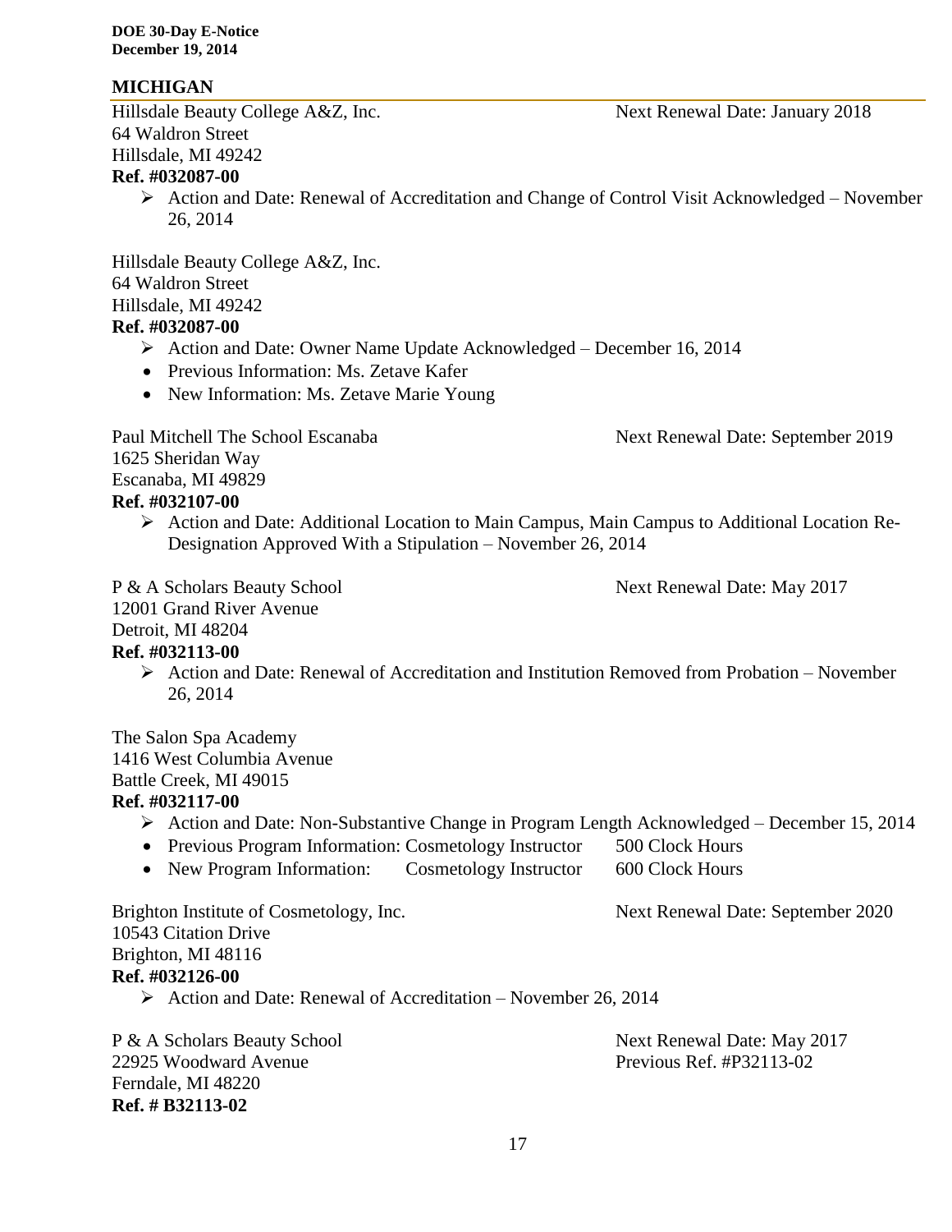## MICHIGAN

Hillsdale Beauty College A&Z, Inc. Next Renewal Date: January 2018
64 Waldron Street
Hillsdale, MI 49242
**Ref. #032087-00**

- Action and Date: Renewal of Accreditation and Change of Control Visit Acknowledged – November 26, 2014

Hillsdale Beauty College A&Z, Inc.
64 Waldron Street
Hillsdale, MI 49242
**Ref. #032087-00**

- Action and Date: Owner Name Update Acknowledged – December 16, 2014
- Previous Information: Ms. Zetave Kafer
- New Information: Ms. Zetave Marie Young

Paul Mitchell The School Escanaba Next Renewal Date: September 2019
1625 Sheridan Way
Escanaba, MI 49829
**Ref. #032107-00**

- Action and Date: Additional Location to Main Campus, Main Campus to Additional Location Re-Designation Approved With a Stipulation – November 26, 2014

P & A Scholars Beauty School Next Renewal Date: May 2017
12001 Grand River Avenue
Detroit, MI 48204
**Ref. #032113-00**

- Action and Date: Renewal of Accreditation and Institution Removed from Probation – November 26, 2014

The Salon Spa Academy
1416 West Columbia Avenue
Battle Creek, MI 49015
**Ref. #032117-00**

- Action and Date: Non-Substantive Change in Program Length Acknowledged – December 15, 2014
- Previous Program Information: Cosmetology Instructor 500 Clock Hours
- New Program Information: Cosmetology Instructor 600 Clock Hours

Brighton Institute of Cosmetology, Inc. Next Renewal Date: September 2020
10543 Citation Drive
Brighton, MI 48116
**Ref. #032126-00**

- Action and Date: Renewal of Accreditation – November 26, 2014

P & A Scholars Beauty School Next Renewal Date: May 2017
22925 Woodward Avenue Previous Ref. #P32113-02
Ferndale, MI 48220
**Ref. # B32113-02**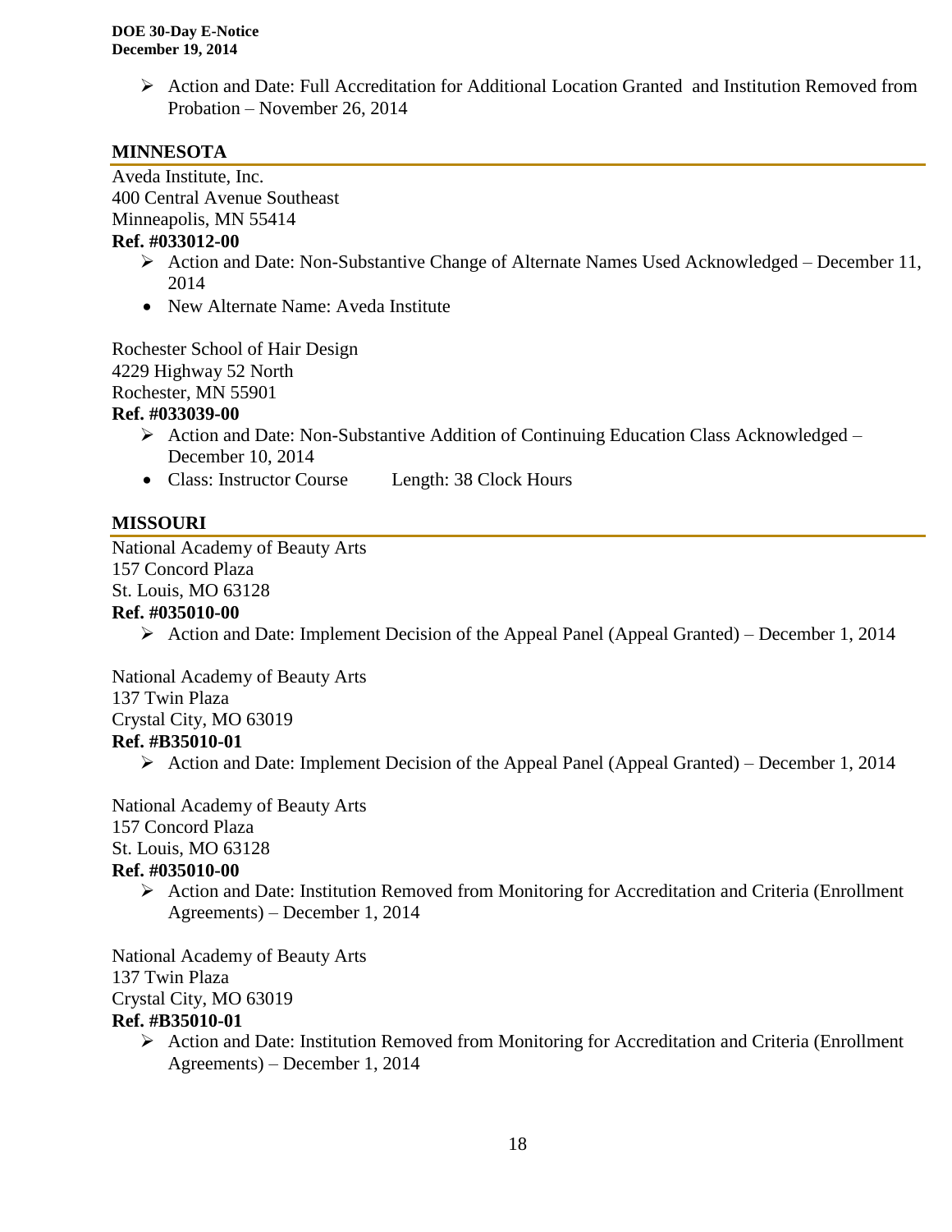- Action and Date: Full Accreditation for Additional Location Granted and Institution Removed from Probation – November 26, 2014

## MINNESOTA

Aveda Institute, Inc.
400 Central Avenue Southeast
Minneapolis, MN 55414
**Ref. #033012-00**

- Action and Date: Non-Substantive Change of Alternate Names Used Acknowledged – December 11, 2014
- New Alternate Name: Aveda Institute

Rochester School of Hair Design
4229 Highway 52 North
Rochester, MN 55901
**Ref. #033039-00**

- Action and Date: Non-Substantive Addition of Continuing Education Class Acknowledged – December 10, 2014
- Class: Instructor Course     Length: 38 Clock Hours

## MISSOURI

National Academy of Beauty Arts
157 Concord Plaza
St. Louis, MO 63128
**Ref. #035010-00**

- Action and Date: Implement Decision of the Appeal Panel (Appeal Granted) – December 1, 2014

National Academy of Beauty Arts
137 Twin Plaza
Crystal City, MO 63019
**Ref. #B35010-01**

- Action and Date: Implement Decision of the Appeal Panel (Appeal Granted) – December 1, 2014

National Academy of Beauty Arts
157 Concord Plaza
St. Louis, MO 63128
**Ref. #035010-00**

- Action and Date: Institution Removed from Monitoring for Accreditation and Criteria (Enrollment Agreements) – December 1, 2014

National Academy of Beauty Arts
137 Twin Plaza
Crystal City, MO 63019
**Ref. #B35010-01**

- Action and Date: Institution Removed from Monitoring for Accreditation and Criteria (Enrollment Agreements) – December 1, 2014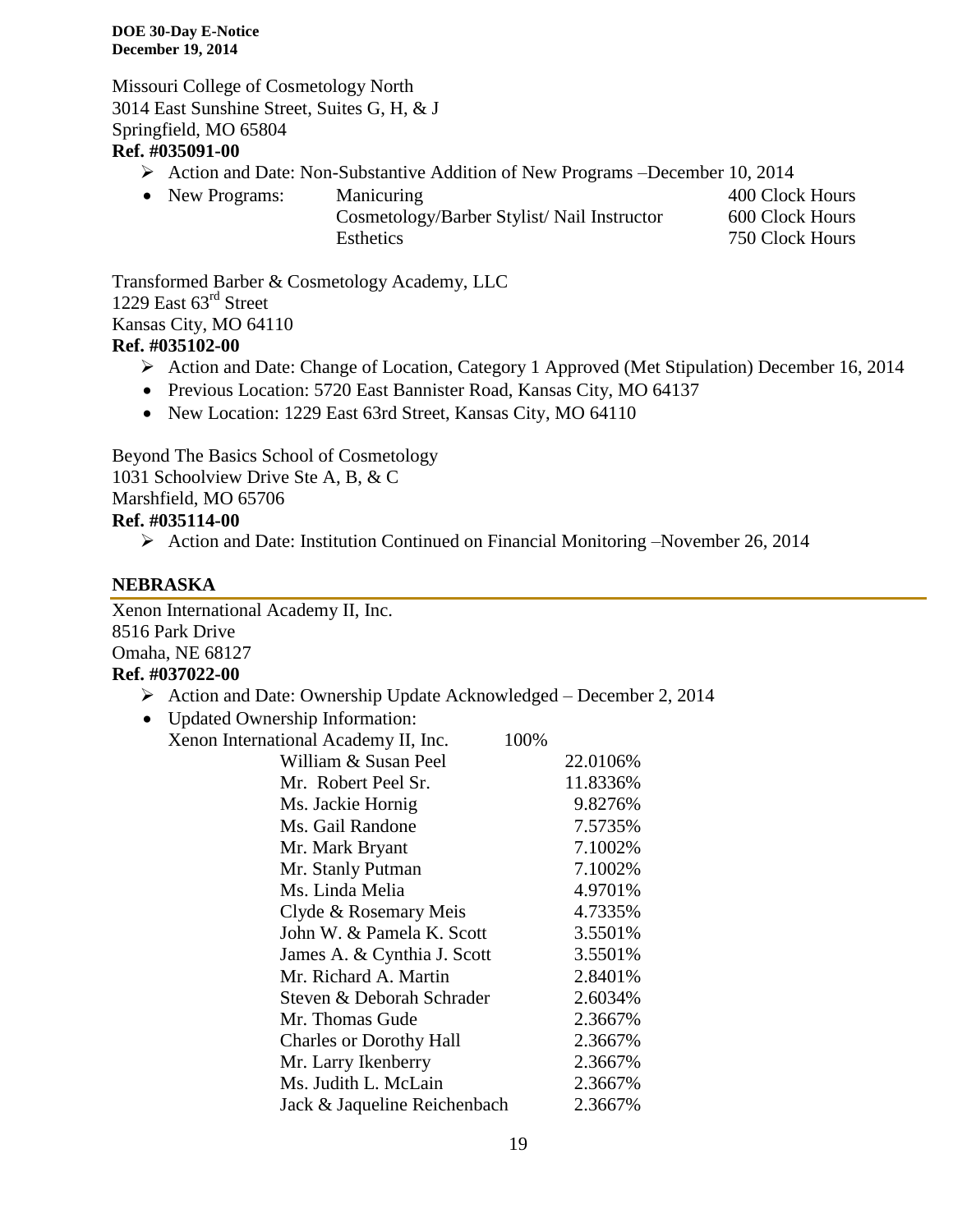Missouri College of Cosmetology North
3014 East Sunshine Street, Suites G, H, & J
Springfield, MO 65804
**Ref. #035091-00**

- Action and Date: Non-Substantive Addition of New Programs –December 10, 2014
- New Programs:

| | |
|---|---|
| Manicuring | 400 Clock Hours |
| Cosmetology/Barber Stylist/ Nail Instructor | 600 Clock Hours |
| Esthetics | 750 Clock Hours |

Transformed Barber & Cosmetology Academy, LLC
1229 East 63rd Street
Kansas City, MO 64110
**Ref. #035102-00**

- Action and Date: Change of Location, Category 1 Approved (Met Stipulation) December 16, 2014
- Previous Location: 5720 East Bannister Road, Kansas City, MO 64137
- New Location: 1229 East 63rd Street, Kansas City, MO 64110

Beyond The Basics School of Cosmetology
1031 Schoolview Drive Ste A, B, & C
Marshfield, MO 65706
**Ref. #035114-00**

- Action and Date: Institution Continued on Financial Monitoring –November 26, 2014

## NEBRASKA

Xenon International Academy II, Inc.
8516 Park Drive
Omaha, NE 68127
**Ref. #037022-00**

- Action and Date: Ownership Update Acknowledged – December 2, 2014
- Updated Ownership Information:

| Owner | Percentage |
|---|---|
| Xenon International Academy II, Inc. | 100% |
| William & Susan Peel | 22.0106% |
| Mr. Robert Peel Sr. | 11.8336% |
| Ms. Jackie Hornig | 9.8276% |
| Ms. Gail Randone | 7.5735% |
| Mr. Mark Bryant | 7.1002% |
| Mr. Stanly Putman | 7.1002% |
| Ms. Linda Melia | 4.9701% |
| Clyde & Rosemary Meis | 4.7335% |
| John W. & Pamela K. Scott | 3.5501% |
| James A. & Cynthia J. Scott | 3.5501% |
| Mr. Richard A. Martin | 2.8401% |
| Steven & Deborah Schrader | 2.6034% |
| Mr. Thomas Gude | 2.3667% |
| Charles or Dorothy Hall | 2.3667% |
| Mr. Larry Ikenberry | 2.3667% |
| Ms. Judith L. McLain | 2.3667% |
| Jack & Jaqueline Reichenbach | 2.3667% |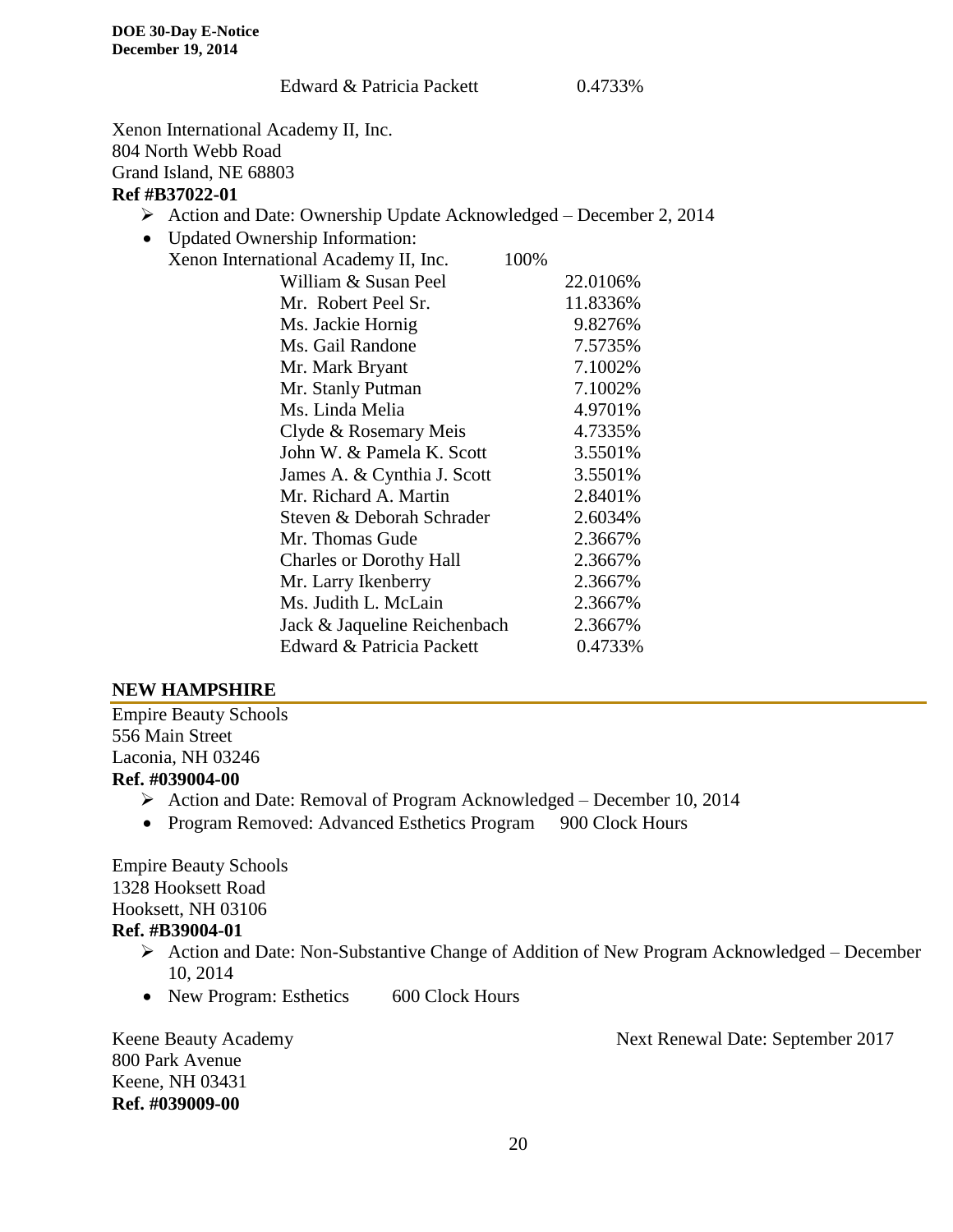| | |
|---|---|
| Edward & Patricia Packett | 0.4733% |

Xenon International Academy II, Inc.
804 North Webb Road
Grand Island, NE 68803
**Ref #B37022-01**

- ➢ Action and Date: Ownership Update Acknowledged – December 2, 2014
- Updated Ownership Information:

  Xenon International Academy II, Inc. 100%

| | |
|---|---|
| William & Susan Peel | 22.0106% |
| Mr. Robert Peel Sr. | 11.8336% |
| Ms. Jackie Hornig | 9.8276% |
| Ms. Gail Randone | 7.5735% |
| Mr. Mark Bryant | 7.1002% |
| Mr. Stanly Putman | 7.1002% |
| Ms. Linda Melia | 4.9701% |
| Clyde & Rosemary Meis | 4.7335% |
| John W. & Pamela K. Scott | 3.5501% |
| James A. & Cynthia J. Scott | 3.5501% |
| Mr. Richard A. Martin | 2.8401% |
| Steven & Deborah Schrader | 2.6034% |
| Mr. Thomas Gude | 2.3667% |
| Charles or Dorothy Hall | 2.3667% |
| Mr. Larry Ikenberry | 2.3667% |
| Ms. Judith L. McLain | 2.3667% |
| Jack & Jaqueline Reichenbach | 2.3667% |
| Edward & Patricia Packett | 0.4733% |

## NEW HAMPSHIRE

Empire Beauty Schools
556 Main Street
Laconia, NH 03246
**Ref. #039004-00**

- ➢ Action and Date: Removal of Program Acknowledged – December 10, 2014
- Program Removed: Advanced Esthetics Program 900 Clock Hours

Empire Beauty Schools
1328 Hooksett Road
Hooksett, NH 03106
**Ref. #B39004-01**

- ➢ Action and Date: Non-Substantive Change of Addition of New Program Acknowledged – December 10, 2014
- New Program: Esthetics 600 Clock Hours

Keene Beauty Academy Next Renewal Date: September 2017
800 Park Avenue
Keene, NH 03431
**Ref. #039009-00**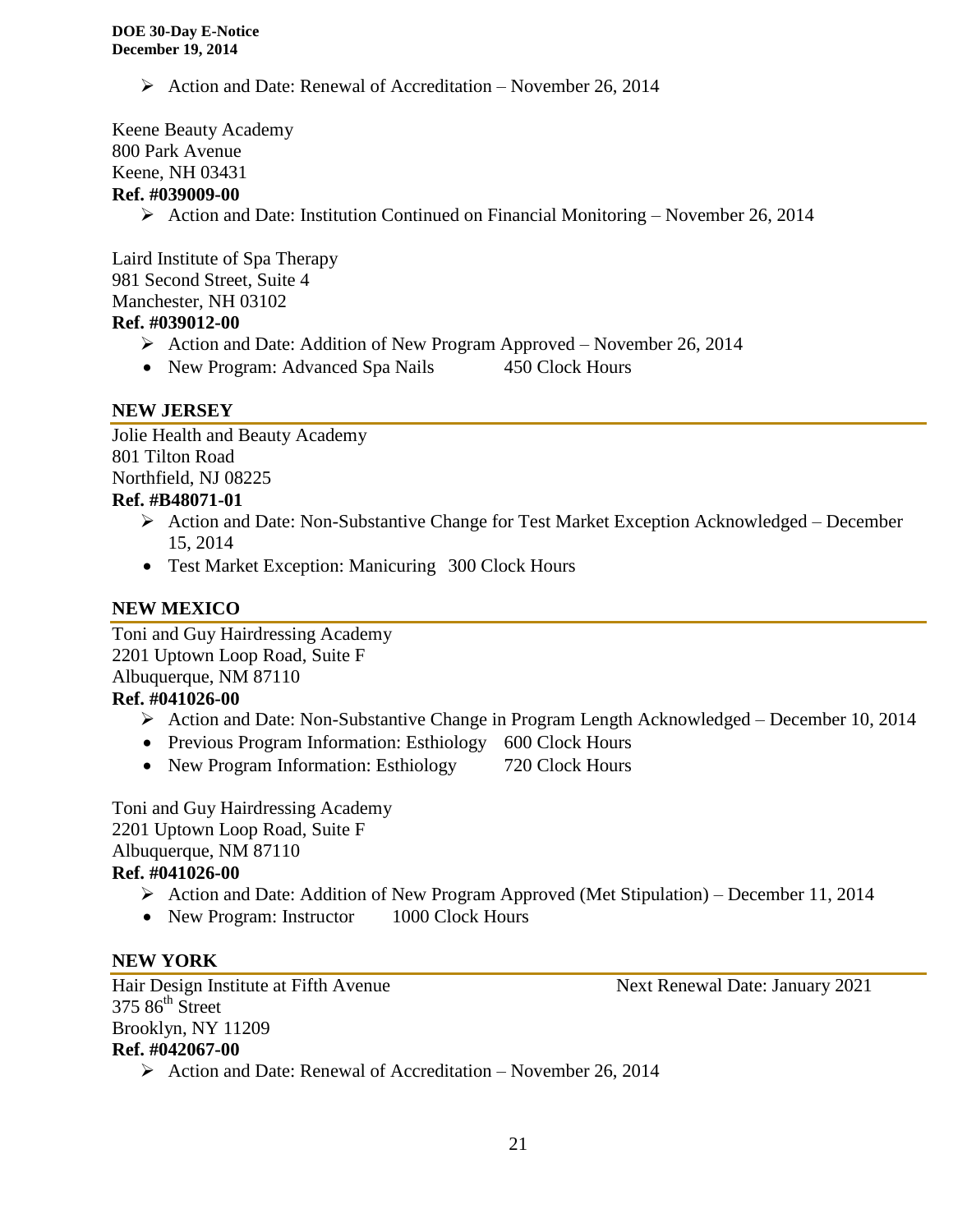- Action and Date: Renewal of Accreditation – November 26, 2014

Keene Beauty Academy
800 Park Avenue
Keene, NH 03431
**Ref. #039009-00**

- Action and Date: Institution Continued on Financial Monitoring – November 26, 2014

Laird Institute of Spa Therapy
981 Second Street, Suite 4
Manchester, NH 03102
**Ref. #039012-00**

- Action and Date: Addition of New Program Approved – November 26, 2014
- New Program: Advanced Spa Nails 450 Clock Hours

## NEW JERSEY

Jolie Health and Beauty Academy
801 Tilton Road
Northfield, NJ 08225
**Ref. #B48071-01**

- Action and Date: Non-Substantive Change for Test Market Exception Acknowledged – December 15, 2014
- Test Market Exception: Manicuring 300 Clock Hours

## NEW MEXICO

Toni and Guy Hairdressing Academy
2201 Uptown Loop Road, Suite F
Albuquerque, NM 87110
**Ref. #041026-00**

- Action and Date: Non-Substantive Change in Program Length Acknowledged – December 10, 2014
- Previous Program Information: Esthiology 600 Clock Hours
- New Program Information: Esthiology 720 Clock Hours

Toni and Guy Hairdressing Academy
2201 Uptown Loop Road, Suite F
Albuquerque, NM 87110
**Ref. #041026-00**

- Action and Date: Addition of New Program Approved (Met Stipulation) – December 11, 2014
- New Program: Instructor 1000 Clock Hours

## NEW YORK

Hair Design Institute at Fifth Avenue — Next Renewal Date: January 2021
375 86th Street
Brooklyn, NY 11209
**Ref. #042067-00**

- Action and Date: Renewal of Accreditation – November 26, 2014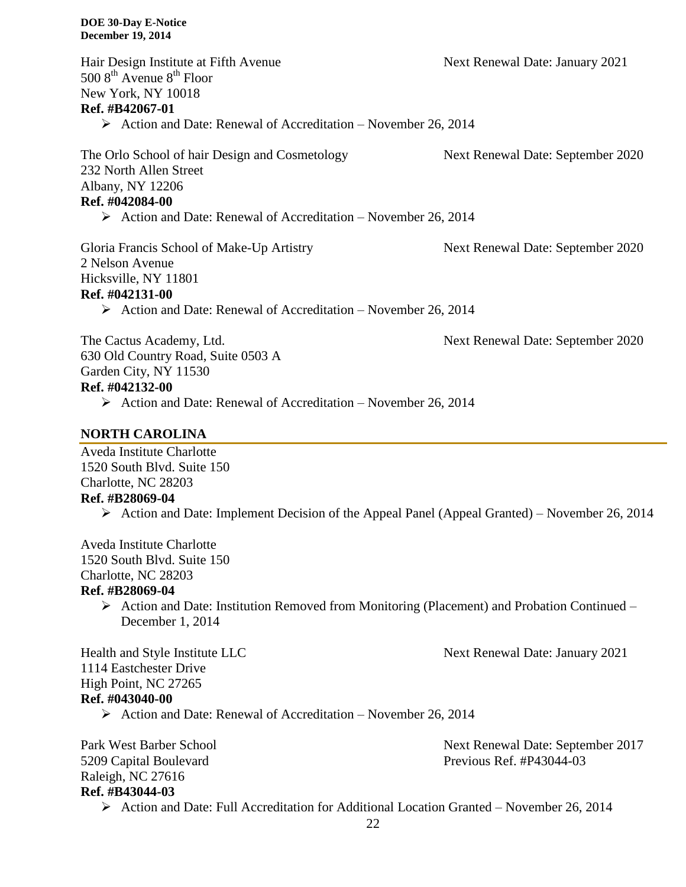Hair Design Institute at Fifth Avenue  
Next Renewal Date: January 2021  
500 8th Avenue 8th Floor  
New York, NY 10018  
**Ref. #B42067-01**

- Action and Date: Renewal of Accreditation – November 26, 2014

The Orlo School of hair Design and Cosmetology  
Next Renewal Date: September 2020  
232 North Allen Street  
Albany, NY 12206  
**Ref. #042084-00**

- Action and Date: Renewal of Accreditation – November 26, 2014

Gloria Francis School of Make-Up Artistry  
Next Renewal Date: September 2020  
2 Nelson Avenue  
Hicksville, NY 11801  
**Ref. #042131-00**

- Action and Date: Renewal of Accreditation – November 26, 2014

The Cactus Academy, Ltd.  
Next Renewal Date: September 2020  
630 Old Country Road, Suite 0503 A  
Garden City, NY 11530  
**Ref. #042132-00**

- Action and Date: Renewal of Accreditation – November 26, 2014

## NORTH CAROLINA

Aveda Institute Charlotte  
1520 South Blvd. Suite 150  
Charlotte, NC 28203  
**Ref. #B28069-04**

- Action and Date: Implement Decision of the Appeal Panel (Appeal Granted) – November 26, 2014

Aveda Institute Charlotte  
1520 South Blvd. Suite 150  
Charlotte, NC 28203  
**Ref. #B28069-04**

- Action and Date: Institution Removed from Monitoring (Placement) and Probation Continued – December 1, 2014

Health and Style Institute LLC  
Next Renewal Date: January 2021  
1114 Eastchester Drive  
High Point, NC 27265  
**Ref. #043040-00**

- Action and Date: Renewal of Accreditation – November 26, 2014

Park West Barber School  
Next Renewal Date: September 2017  
5209 Capital Boulevard  
Previous Ref. #P43044-03  
Raleigh, NC 27616  
**Ref. #B43044-03**

- Action and Date: Full Accreditation for Additional Location Granted – November 26, 2014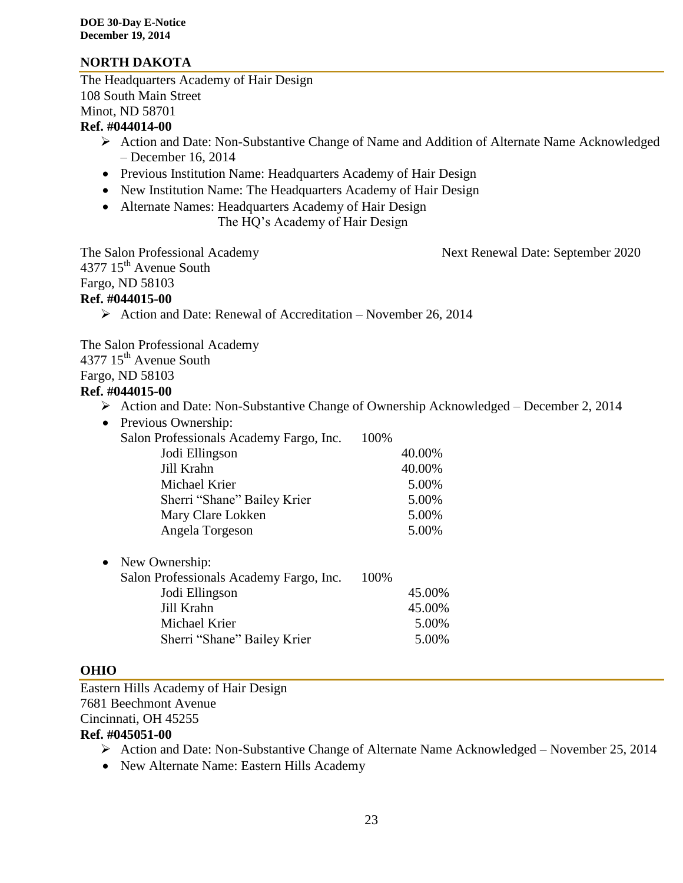## NORTH DAKOTA

The Headquarters Academy of Hair Design
108 South Main Street
Minot, ND 58701

**Ref. #044014-00**

- ➢ Action and Date: Non-Substantive Change of Name and Addition of Alternate Name Acknowledged – December 16, 2014
- Previous Institution Name: Headquarters Academy of Hair Design
- New Institution Name: The Headquarters Academy of Hair Design
- Alternate Names: Headquarters Academy of Hair Design
  The HQ's Academy of Hair Design

The Salon Professional Academy — Next Renewal Date: September 2020
4377 15th Avenue South
Fargo, ND 58103

**Ref. #044015-00**

- ➢ Action and Date: Renewal of Accreditation – November 26, 2014

The Salon Professional Academy
4377 15th Avenue South
Fargo, ND 58103

**Ref. #044015-00**

- ➢ Action and Date: Non-Substantive Change of Ownership Acknowledged – December 2, 2014
- Previous Ownership:

| | | |
|---|---|---|
| Salon Professionals Academy Fargo, Inc. | 100% | |
| Jodi Ellingson | | 40.00% |
| Jill Krahn | | 40.00% |
| Michael Krier | | 5.00% |
| Sherri "Shane" Bailey Krier | | 5.00% |
| Mary Clare Lokken | | 5.00% |
| Angela Torgeson | | 5.00% |

- New Ownership:

| | | |
|---|---|---|
| Salon Professionals Academy Fargo, Inc. | 100% | |
| Jodi Ellingson | | 45.00% |
| Jill Krahn | | 45.00% |
| Michael Krier | | 5.00% |
| Sherri "Shane" Bailey Krier | | 5.00% |

## OHIO

Eastern Hills Academy of Hair Design
7681 Beechmont Avenue
Cincinnati, OH 45255

**Ref. #045051-00**

- ➢ Action and Date: Non-Substantive Change of Alternate Name Acknowledged – November 25, 2014
- New Alternate Name: Eastern Hills Academy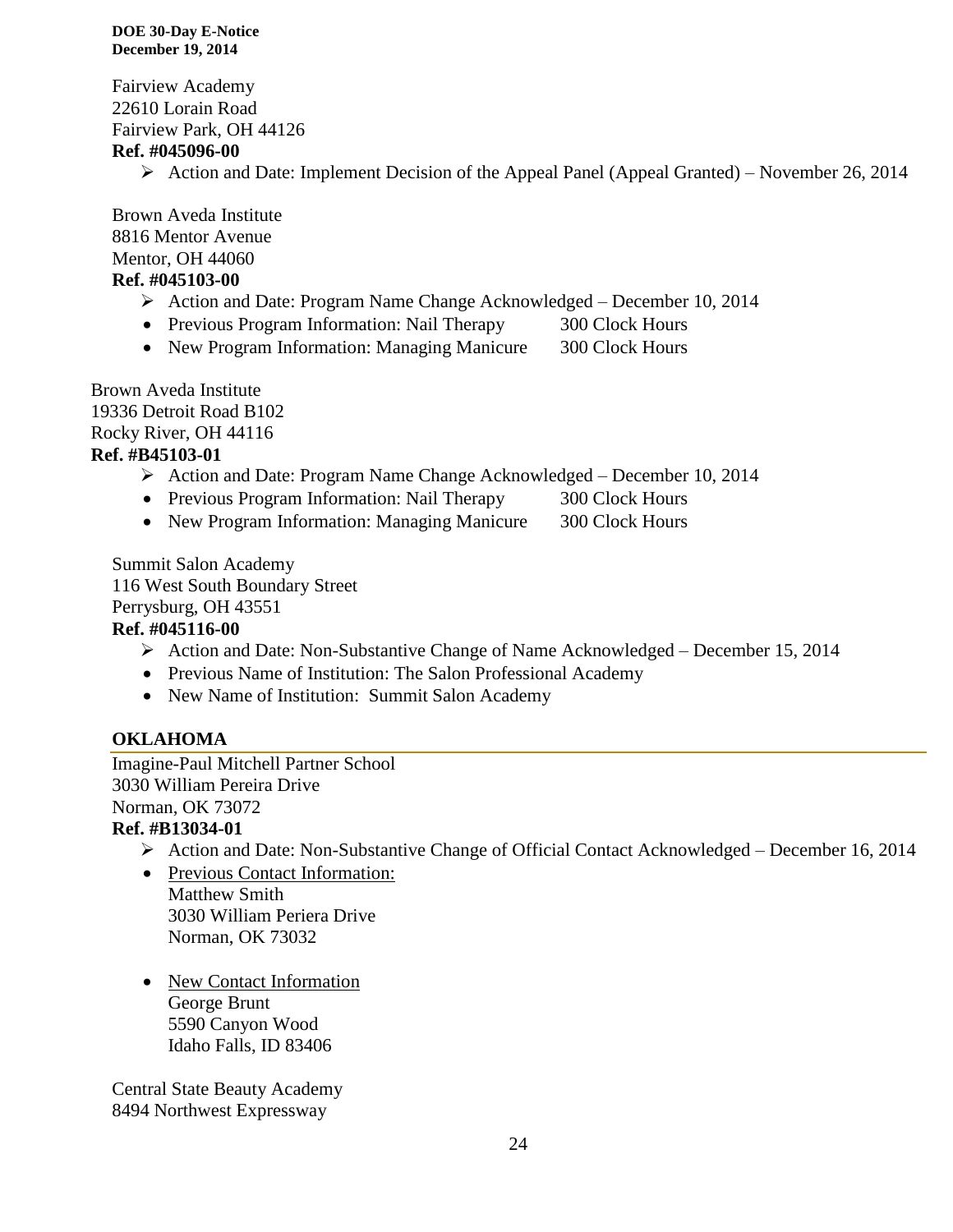Fairview Academy
22610 Lorain Road
Fairview Park, OH 44126
**Ref. #045096-00**

- Action and Date: Implement Decision of the Appeal Panel (Appeal Granted) – November 26, 2014

Brown Aveda Institute
8816 Mentor Avenue
Mentor, OH 44060
**Ref. #045103-00**

- Action and Date: Program Name Change Acknowledged – December 10, 2014
- Previous Program Information: Nail Therapy 300 Clock Hours
- New Program Information: Managing Manicure 300 Clock Hours

Brown Aveda Institute
19336 Detroit Road B102
Rocky River, OH 44116
**Ref. #B45103-01**

- Action and Date: Program Name Change Acknowledged – December 10, 2014
- Previous Program Information: Nail Therapy 300 Clock Hours
- New Program Information: Managing Manicure 300 Clock Hours

Summit Salon Academy
116 West South Boundary Street
Perrysburg, OH 43551
**Ref. #045116-00**

- Action and Date: Non-Substantive Change of Name Acknowledged – December 15, 2014
- Previous Name of Institution: The Salon Professional Academy
- New Name of Institution: Summit Salon Academy

## OKLAHOMA

Imagine-Paul Mitchell Partner School
3030 William Pereira Drive
Norman, OK 73072
**Ref. #B13034-01**

- Action and Date: Non-Substantive Change of Official Contact Acknowledged – December 16, 2014
- Previous Contact Information:
  Matthew Smith
  3030 William Periera Drive
  Norman, OK 73032
- New Contact Information
  George Brunt
  5590 Canyon Wood
  Idaho Falls, ID 83406

Central State Beauty Academy
8494 Northwest Expressway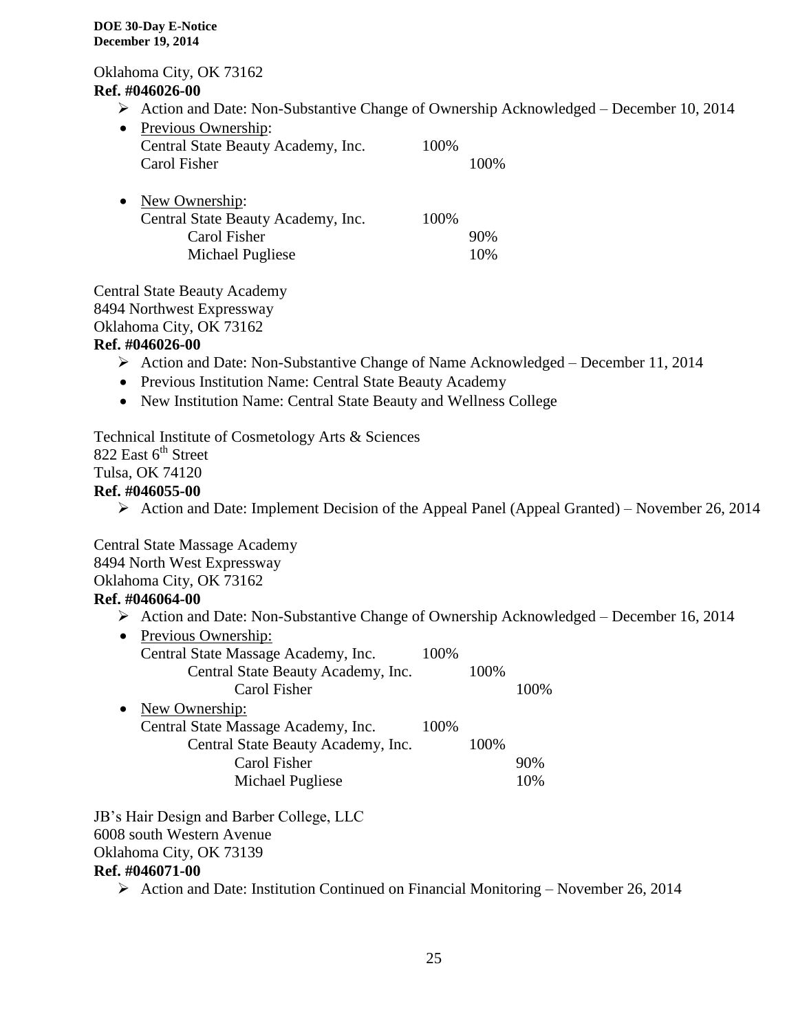Oklahoma City, OK 73162
**Ref. #046026-00**

- ➢ Action and Date: Non-Substantive Change of Ownership Acknowledged – December 10, 2014
- Previous Ownership:

| | | |
|---|---|---|
| Central State Beauty Academy, Inc. | 100% | |
| Carol Fisher | | 100% |

- New Ownership:

| | | |
|---|---|---|
| Central State Beauty Academy, Inc. | 100% | |
| Carol Fisher | | 90% |
| Michael Pugliese | | 10% |

Central State Beauty Academy
8494 Northwest Expressway
Oklahoma City, OK 73162
**Ref. #046026-00**

- ➢ Action and Date: Non-Substantive Change of Name Acknowledged – December 11, 2014
- Previous Institution Name: Central State Beauty Academy
- New Institution Name: Central State Beauty and Wellness College

Technical Institute of Cosmetology Arts & Sciences
822 East 6th Street
Tulsa, OK 74120
**Ref. #046055-00**

- ➢ Action and Date: Implement Decision of the Appeal Panel (Appeal Granted) – November 26, 2014

Central State Massage Academy
8494 North West Expressway
Oklahoma City, OK 73162
**Ref. #046064-00**

- ➢ Action and Date: Non-Substantive Change of Ownership Acknowledged – December 16, 2014
- Previous Ownership:

| | | | |
|---|---|---|---|
| Central State Massage Academy, Inc. | 100% | | |
| Central State Beauty Academy, Inc. | | 100% | |
| Carol Fisher | | | 100% |

- New Ownership:

| | | | |
|---|---|---|---|
| Central State Massage Academy, Inc. | 100% | | |
| Central State Beauty Academy, Inc. | | 100% | |
| Carol Fisher | | | 90% |
| Michael Pugliese | | | 10% |

JB's Hair Design and Barber College, LLC
6008 south Western Avenue
Oklahoma City, OK 73139
**Ref. #046071-00**

- ➢ Action and Date: Institution Continued on Financial Monitoring – November 26, 2014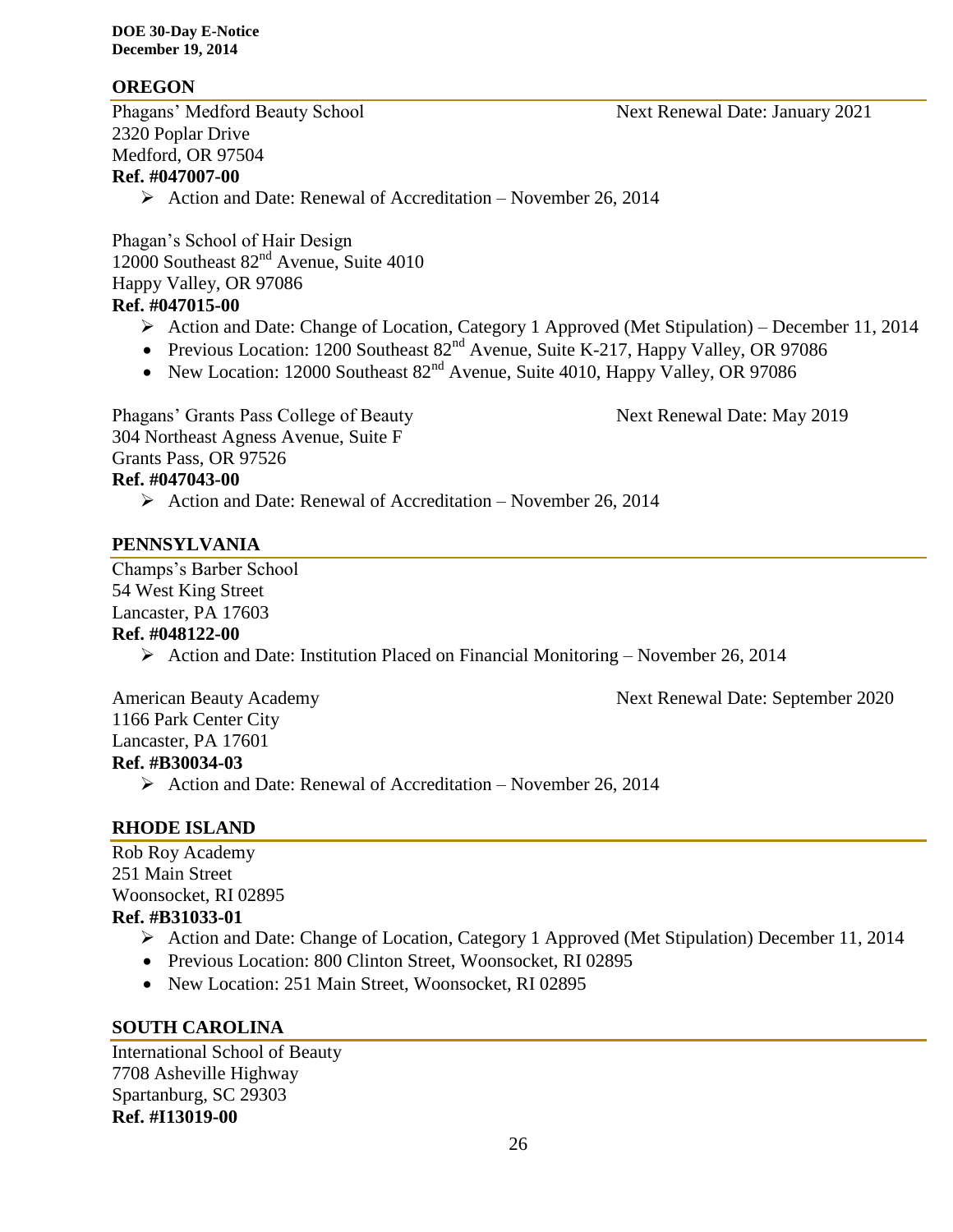## OREGON

Phagans' Medford Beauty School — Next Renewal Date: January 2021
2320 Poplar Drive
Medford, OR 97504
**Ref. #047007-00**

- Action and Date: Renewal of Accreditation – November 26, 2014

Phagan's School of Hair Design
12000 Southeast 82nd Avenue, Suite 4010
Happy Valley, OR 97086
**Ref. #047015-00**

- Action and Date: Change of Location, Category 1 Approved (Met Stipulation) – December 11, 2014
- Previous Location: 1200 Southeast 82nd Avenue, Suite K-217, Happy Valley, OR 97086
- New Location: 12000 Southeast 82nd Avenue, Suite 4010, Happy Valley, OR 97086

Phagans' Grants Pass College of Beauty — Next Renewal Date: May 2019
304 Northeast Agness Avenue, Suite F
Grants Pass, OR 97526
**Ref. #047043-00**

- Action and Date: Renewal of Accreditation – November 26, 2014

## PENNSYLVANIA

Champs's Barber School
54 West King Street
Lancaster, PA 17603
**Ref. #048122-00**

- Action and Date: Institution Placed on Financial Monitoring – November 26, 2014

American Beauty Academy — Next Renewal Date: September 2020
1166 Park Center City
Lancaster, PA 17601
**Ref. #B30034-03**

- Action and Date: Renewal of Accreditation – November 26, 2014

## RHODE ISLAND

Rob Roy Academy
251 Main Street
Woonsocket, RI 02895
**Ref. #B31033-01**

- Action and Date: Change of Location, Category 1 Approved (Met Stipulation) December 11, 2014
- Previous Location: 800 Clinton Street, Woonsocket, RI 02895
- New Location: 251 Main Street, Woonsocket, RI 02895

## SOUTH CAROLINA

International School of Beauty
7708 Asheville Highway
Spartanburg, SC 29303
**Ref. #I13019-00**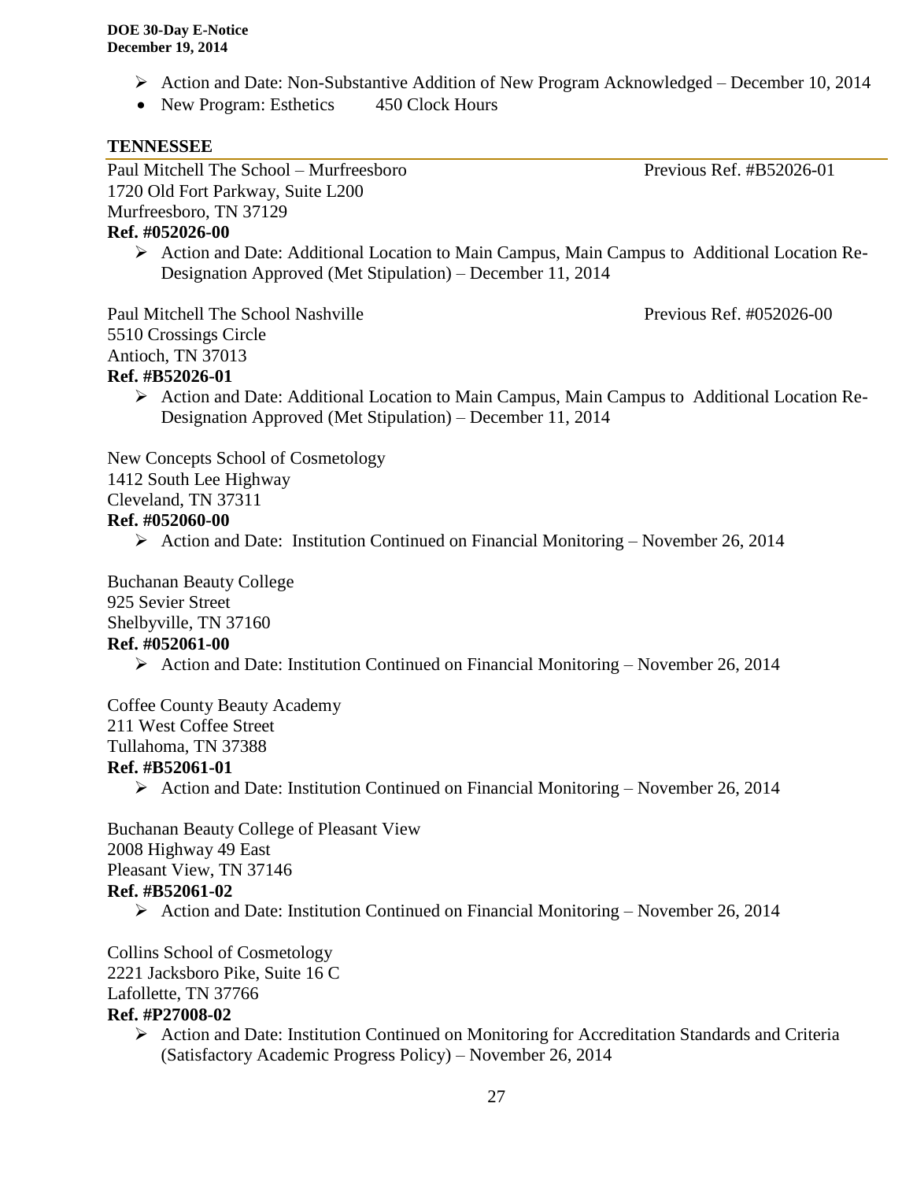- Action and Date: Non-Substantive Addition of New Program Acknowledged – December 10, 2014
- New Program: Esthetics 450 Clock Hours

## TENNESSEE

Paul Mitchell The School – Murfreesboro Previous Ref. #B52026-01
1720 Old Fort Parkway, Suite L200
Murfreesboro, TN 37129
**Ref. #052026-00**

- Action and Date: Additional Location to Main Campus, Main Campus to Additional Location Re-Designation Approved (Met Stipulation) – December 11, 2014

Paul Mitchell The School Nashville Previous Ref. #052026-00
5510 Crossings Circle
Antioch, TN 37013
**Ref. #B52026-01**

- Action and Date: Additional Location to Main Campus, Main Campus to Additional Location Re-Designation Approved (Met Stipulation) – December 11, 2014

New Concepts School of Cosmetology
1412 South Lee Highway
Cleveland, TN 37311
**Ref. #052060-00**

- Action and Date: Institution Continued on Financial Monitoring – November 26, 2014

Buchanan Beauty College
925 Sevier Street
Shelbyville, TN 37160
**Ref. #052061-00**

- Action and Date: Institution Continued on Financial Monitoring – November 26, 2014

Coffee County Beauty Academy
211 West Coffee Street
Tullahoma, TN 37388
**Ref. #B52061-01**

- Action and Date: Institution Continued on Financial Monitoring – November 26, 2014

Buchanan Beauty College of Pleasant View
2008 Highway 49 East
Pleasant View, TN 37146
**Ref. #B52061-02**

- Action and Date: Institution Continued on Financial Monitoring – November 26, 2014

Collins School of Cosmetology
2221 Jacksboro Pike, Suite 16 C
Lafollette, TN 37766
**Ref. #P27008-02**

- Action and Date: Institution Continued on Monitoring for Accreditation Standards and Criteria (Satisfactory Academic Progress Policy) – November 26, 2014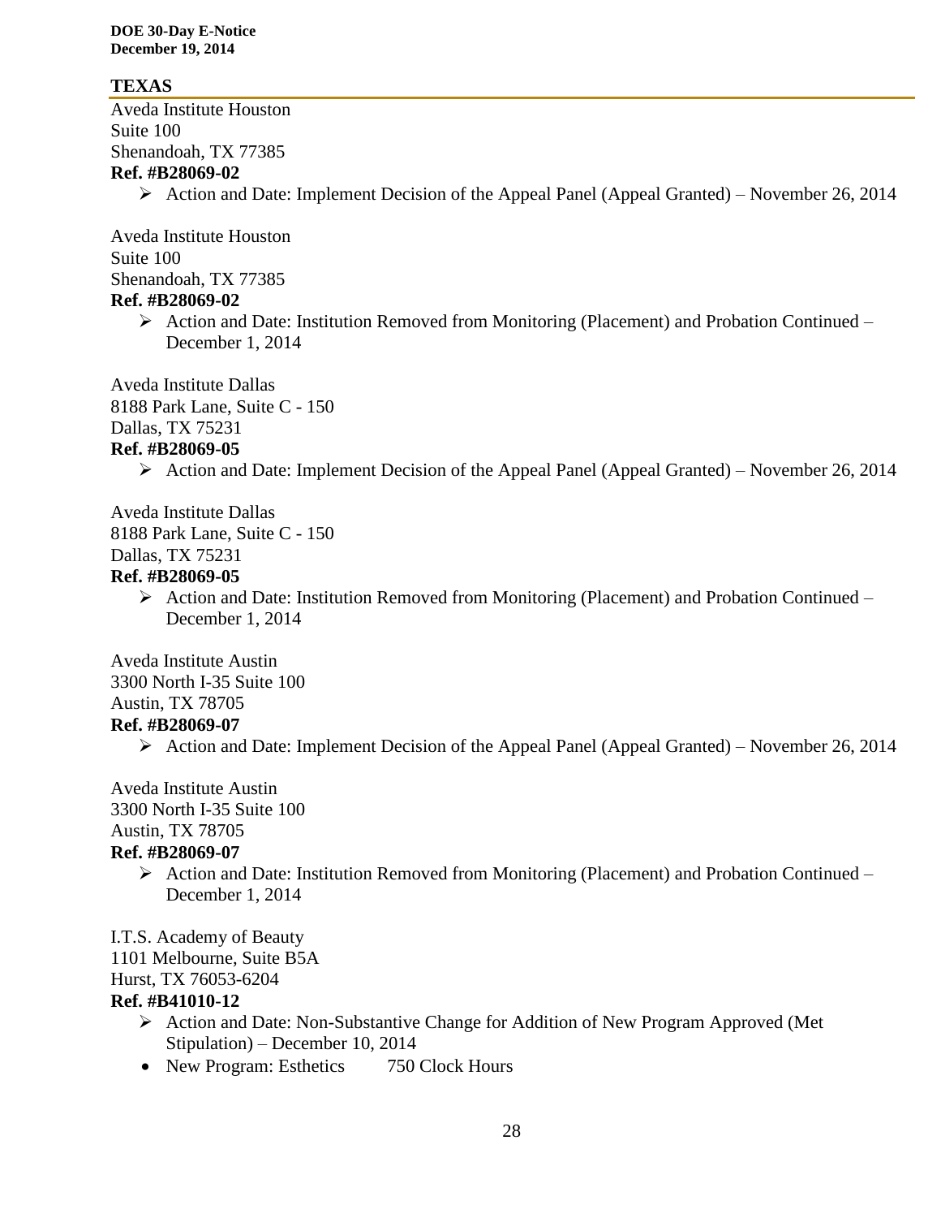## TEXAS

Aveda Institute Houston
Suite 100
Shenandoah, TX 77385
**Ref. #B28069-02**

- Action and Date: Implement Decision of the Appeal Panel (Appeal Granted) – November 26, 2014

Aveda Institute Houston
Suite 100
Shenandoah, TX 77385
**Ref. #B28069-02**

- Action and Date: Institution Removed from Monitoring (Placement) and Probation Continued – December 1, 2014

Aveda Institute Dallas
8188 Park Lane, Suite C - 150
Dallas, TX 75231
**Ref. #B28069-05**

- Action and Date: Implement Decision of the Appeal Panel (Appeal Granted) – November 26, 2014

Aveda Institute Dallas
8188 Park Lane, Suite C - 150
Dallas, TX 75231
**Ref. #B28069-05**

- Action and Date: Institution Removed from Monitoring (Placement) and Probation Continued – December 1, 2014

Aveda Institute Austin
3300 North I-35 Suite 100
Austin, TX 78705
**Ref. #B28069-07**

- Action and Date: Implement Decision of the Appeal Panel (Appeal Granted) – November 26, 2014

Aveda Institute Austin
3300 North I-35 Suite 100
Austin, TX 78705
**Ref. #B28069-07**

- Action and Date: Institution Removed from Monitoring (Placement) and Probation Continued – December 1, 2014

I.T.S. Academy of Beauty
1101 Melbourne, Suite B5A
Hurst, TX 76053-6204
**Ref. #B41010-12**

- Action and Date: Non-Substantive Change for Addition of New Program Approved (Met Stipulation) – December 10, 2014
- New Program: Esthetics 750 Clock Hours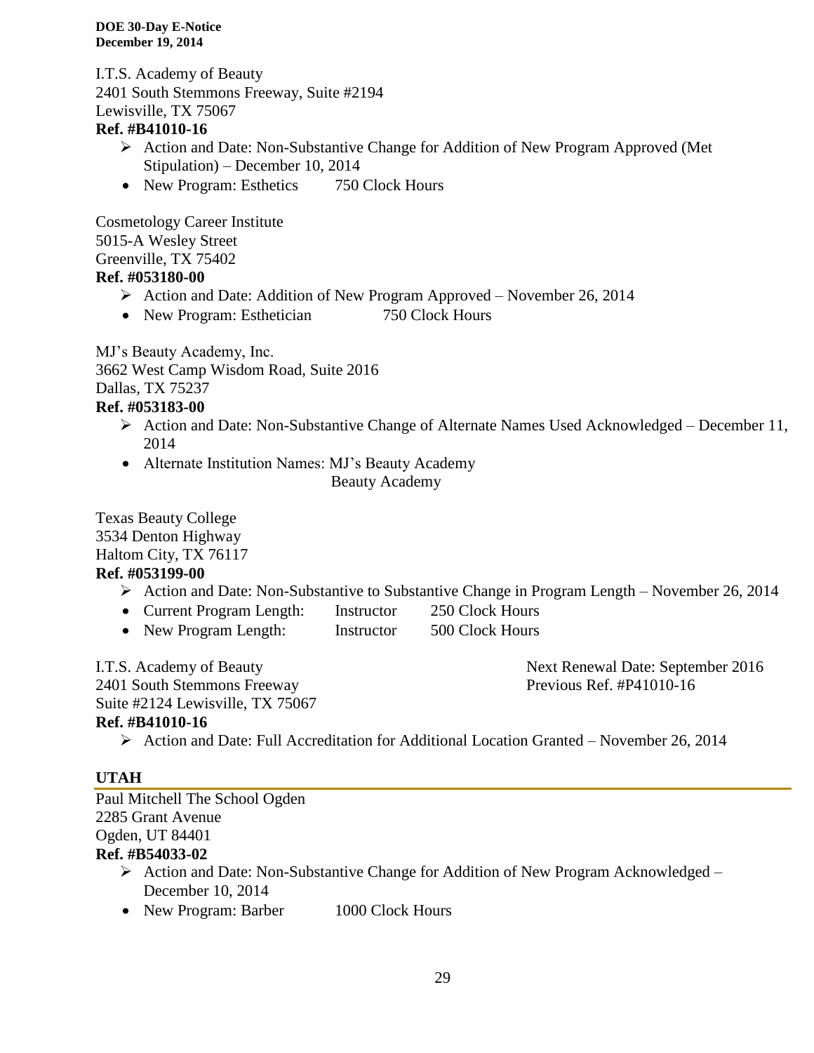I.T.S. Academy of Beauty
2401 South Stemmons Freeway, Suite #2194
Lewisville, TX 75067
**Ref. #B41010-16**

- Action and Date: Non-Substantive Change for Addition of New Program Approved (Met Stipulation) – December 10, 2014
- New Program: Esthetics 750 Clock Hours

Cosmetology Career Institute
5015-A Wesley Street
Greenville, TX 75402
**Ref. #053180-00**

- Action and Date: Addition of New Program Approved – November 26, 2014
- New Program: Esthetician 750 Clock Hours

MJ's Beauty Academy, Inc.
3662 West Camp Wisdom Road, Suite 2016
Dallas, TX 75237
**Ref. #053183-00**

- Action and Date: Non-Substantive Change of Alternate Names Used Acknowledged – December 11, 2014
- Alternate Institution Names: MJ's Beauty Academy
  Beauty Academy

Texas Beauty College
3534 Denton Highway
Haltom City, TX 76117
**Ref. #053199-00**

- Action and Date: Non-Substantive to Substantive Change in Program Length – November 26, 2014
- Current Program Length: Instructor 250 Clock Hours
- New Program Length: Instructor 500 Clock Hours

I.T.S. Academy of Beauty
2401 South Stemmons Freeway
Suite #2124 Lewisville, TX 75067
Next Renewal Date: September 2016
Previous Ref. #P41010-16
**Ref. #B41010-16**

- Action and Date: Full Accreditation for Additional Location Granted – November 26, 2014

## UTAH

Paul Mitchell The School Ogden
2285 Grant Avenue
Ogden, UT 84401
**Ref. #B54033-02**

- Action and Date: Non-Substantive Change for Addition of New Program Acknowledged – December 10, 2014
- New Program: Barber 1000 Clock Hours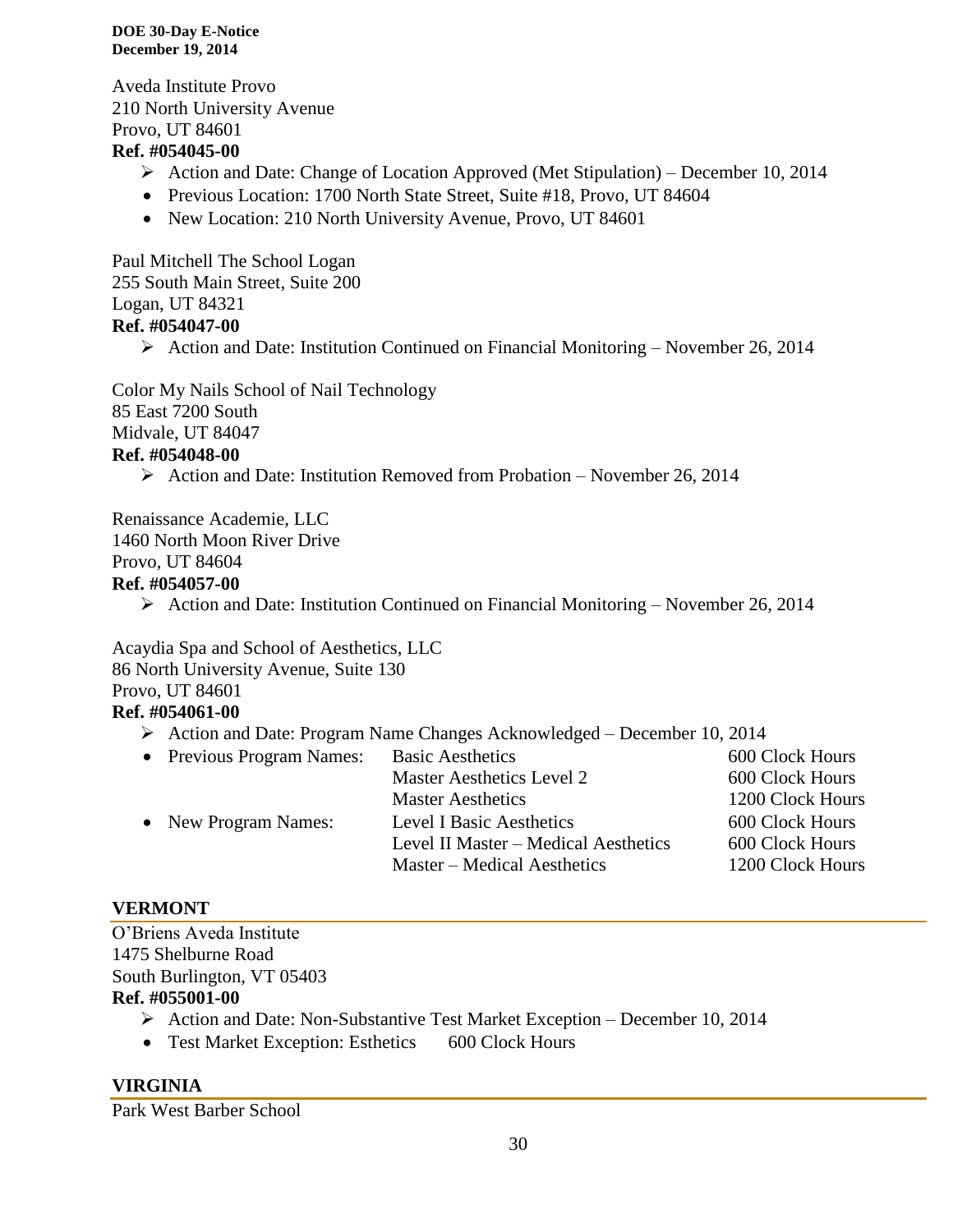Aveda Institute Provo
210 North University Avenue
Provo, UT 84601
**Ref. #054045-00**

- Action and Date: Change of Location Approved (Met Stipulation) – December 10, 2014
  - Previous Location: 1700 North State Street, Suite #18, Provo, UT 84604
  - New Location: 210 North University Avenue, Provo, UT 84601

Paul Mitchell The School Logan
255 South Main Street, Suite 200
Logan, UT 84321
**Ref. #054047-00**

- Action and Date: Institution Continued on Financial Monitoring – November 26, 2014

Color My Nails School of Nail Technology
85 East 7200 South
Midvale, UT 84047
**Ref. #054048-00**

- Action and Date: Institution Removed from Probation – November 26, 2014

Renaissance Academie, LLC
1460 North Moon River Drive
Provo, UT 84604
**Ref. #054057-00**

- Action and Date: Institution Continued on Financial Monitoring – November 26, 2014

Acaydia Spa and School of Aesthetics, LLC
86 North University Avenue, Suite 130
Provo, UT 84601
**Ref. #054061-00**

- Action and Date: Program Name Changes Acknowledged – December 10, 2014

| | | |
|---|---|---|
| Previous Program Names: | Basic Aesthetics | 600 Clock Hours |
| | Master Aesthetics Level 2 | 600 Clock Hours |
| | Master Aesthetics | 1200 Clock Hours |
| New Program Names: | Level I Basic Aesthetics | 600 Clock Hours |
| | Level II Master – Medical Aesthetics | 600 Clock Hours |
| | Master – Medical Aesthetics | 1200 Clock Hours |

## VERMONT

O'Briens Aveda Institute
1475 Shelburne Road
South Burlington, VT 05403
**Ref. #055001-00**

- Action and Date: Non-Substantive Test Market Exception – December 10, 2014
  - Test Market Exception: Esthetics 600 Clock Hours

## VIRGINIA

Park West Barber School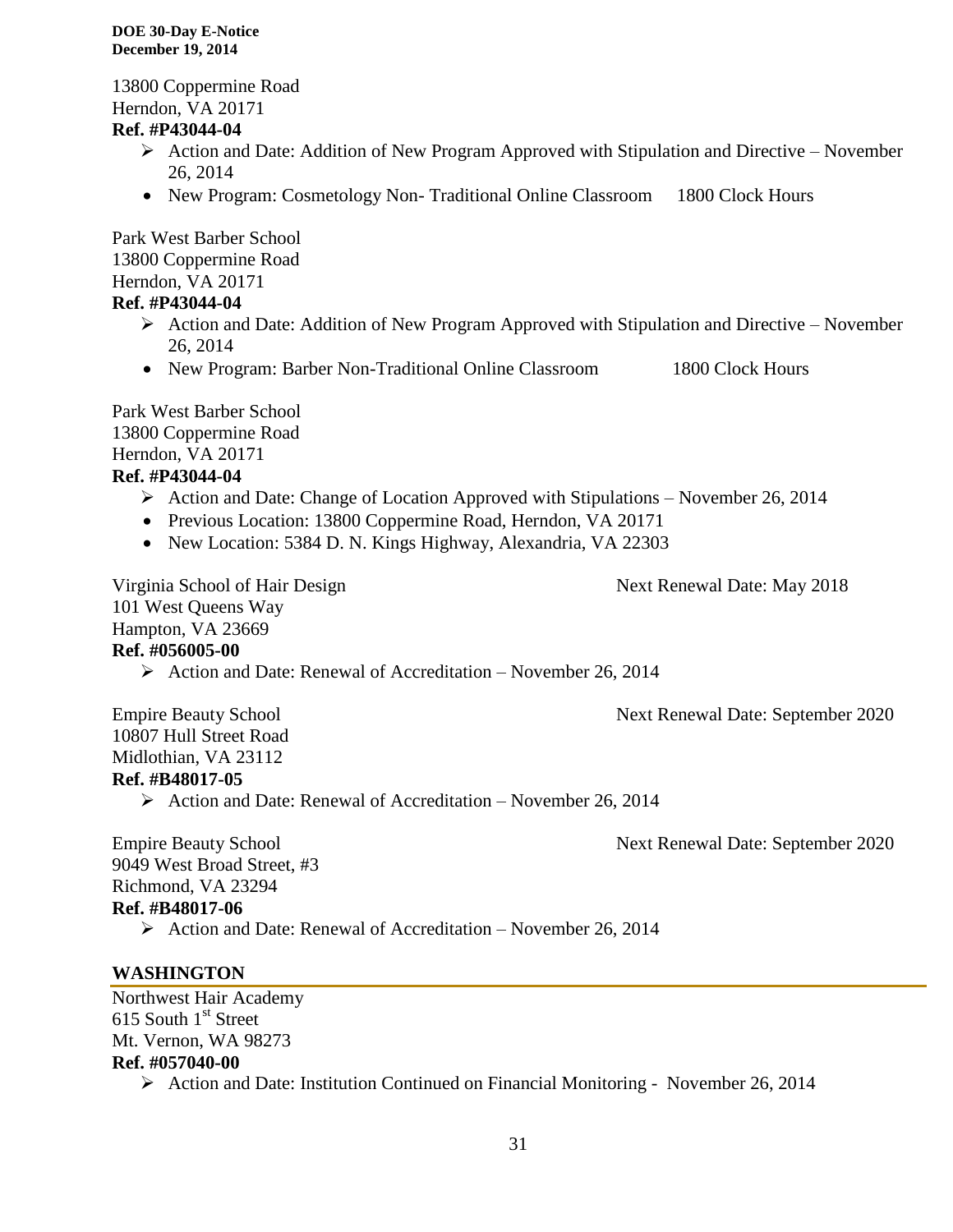13800 Coppermine Road
Herndon, VA 20171
**Ref. #P43044-04**

- Action and Date: Addition of New Program Approved with Stipulation and Directive – November 26, 2014
- New Program: Cosmetology Non- Traditional Online Classroom 1800 Clock Hours

Park West Barber School
13800 Coppermine Road
Herndon, VA 20171
**Ref. #P43044-04**

- Action and Date: Addition of New Program Approved with Stipulation and Directive – November 26, 2014
- New Program: Barber Non-Traditional Online Classroom 1800 Clock Hours

Park West Barber School
13800 Coppermine Road
Herndon, VA 20171
**Ref. #P43044-04**

- Action and Date: Change of Location Approved with Stipulations – November 26, 2014
- Previous Location: 13800 Coppermine Road, Herndon, VA 20171
- New Location: 5384 D. N. Kings Highway, Alexandria, VA 22303

Virginia School of Hair Design — Next Renewal Date: May 2018
101 West Queens Way
Hampton, VA 23669
**Ref. #056005-00**

- Action and Date: Renewal of Accreditation – November 26, 2014

Empire Beauty School — Next Renewal Date: September 2020
10807 Hull Street Road
Midlothian, VA 23112
**Ref. #B48017-05**

- Action and Date: Renewal of Accreditation – November 26, 2014

Empire Beauty School — Next Renewal Date: September 2020
9049 West Broad Street, #3
Richmond, VA 23294
**Ref. #B48017-06**

- Action and Date: Renewal of Accreditation – November 26, 2014

## WASHINGTON

Northwest Hair Academy
615 South 1st Street
Mt. Vernon, WA 98273
**Ref. #057040-00**

- Action and Date: Institution Continued on Financial Monitoring - November 26, 2014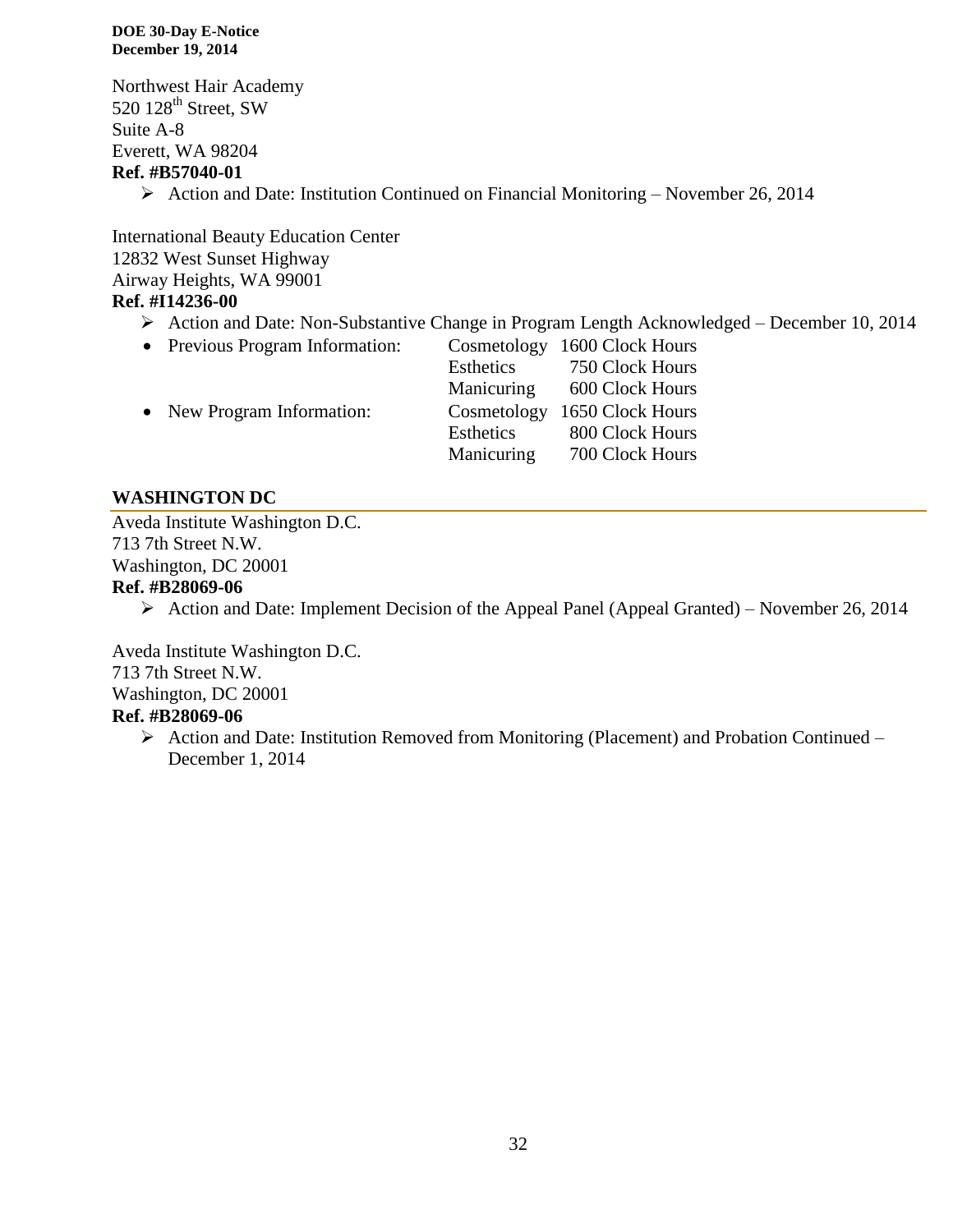Northwest Hair Academy
520 128th Street, SW
Suite A-8
Everett, WA 98204
**Ref. #B57040-01**

- Action and Date: Institution Continued on Financial Monitoring – November 26, 2014

International Beauty Education Center
12832 West Sunset Highway
Airway Heights, WA 99001
**Ref. #I14236-00**

- Action and Date: Non-Substantive Change in Program Length Acknowledged – December 10, 2014
- Previous Program Information: Cosmetology 1600 Clock Hours; Esthetics 750 Clock Hours; Manicuring 600 Clock Hours
- New Program Information: Cosmetology 1650 Clock Hours; Esthetics 800 Clock Hours; Manicuring 700 Clock Hours

## WASHINGTON DC

Aveda Institute Washington D.C.
713 7th Street N.W.
Washington, DC 20001
**Ref. #B28069-06**

- Action and Date: Implement Decision of the Appeal Panel (Appeal Granted) – November 26, 2014

Aveda Institute Washington D.C.
713 7th Street N.W.
Washington, DC 20001
**Ref. #B28069-06**

- Action and Date: Institution Removed from Monitoring (Placement) and Probation Continued – December 1, 2014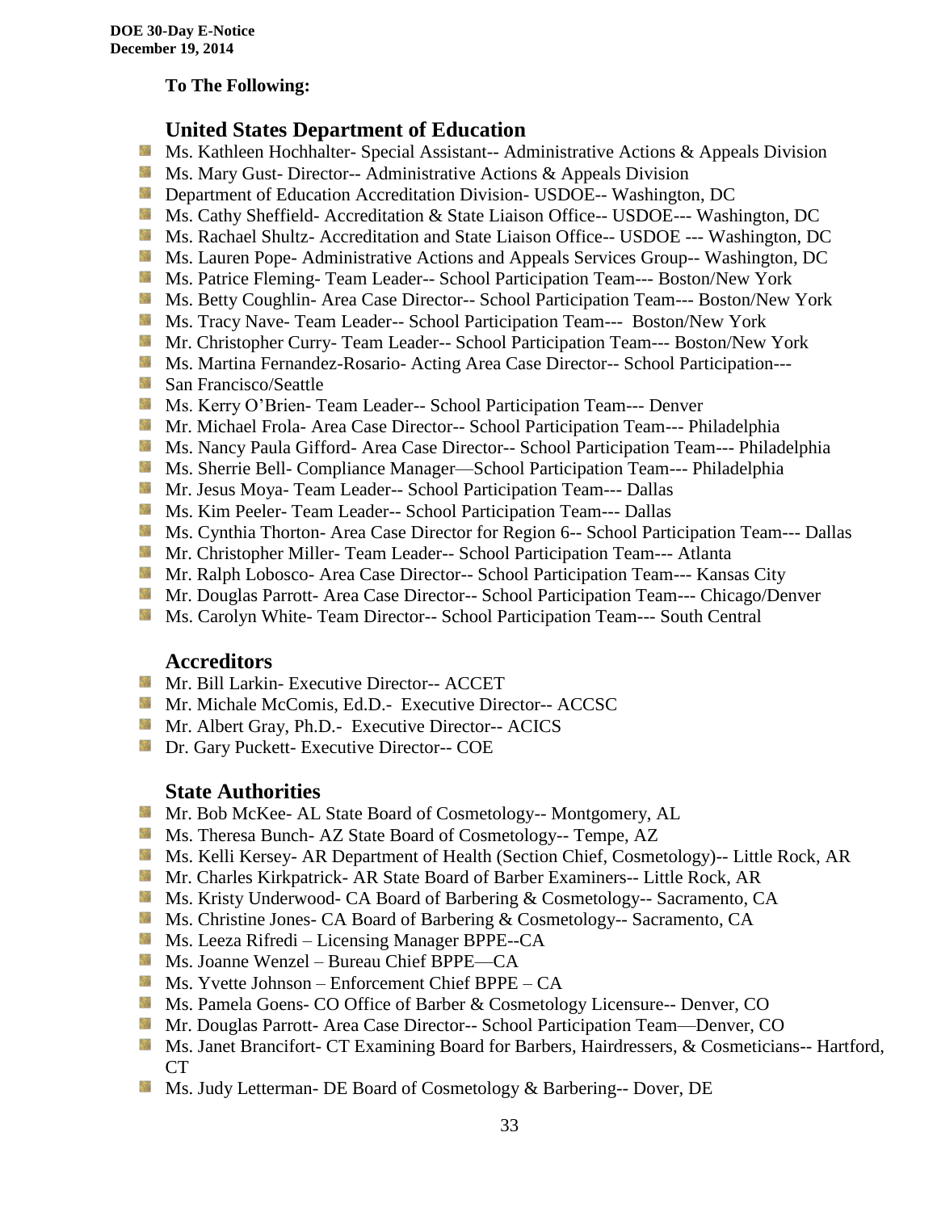**To The Following:**

## United States Department of Education

- Ms. Kathleen Hochhalter- Special Assistant-- Administrative Actions & Appeals Division
- Ms. Mary Gust- Director-- Administrative Actions & Appeals Division
- Department of Education Accreditation Division- USDOE-- Washington, DC
- Ms. Cathy Sheffield- Accreditation & State Liaison Office-- USDOE--- Washington, DC
- Ms. Rachael Shultz- Accreditation and State Liaison Office-- USDOE --- Washington, DC
- Ms. Lauren Pope- Administrative Actions and Appeals Services Group-- Washington, DC
- Ms. Patrice Fleming- Team Leader-- School Participation Team--- Boston/New York
- Ms. Betty Coughlin- Area Case Director-- School Participation Team--- Boston/New York
- Ms. Tracy Nave- Team Leader-- School Participation Team--- Boston/New York
- Mr. Christopher Curry- Team Leader-- School Participation Team--- Boston/New York
- Ms. Martina Fernandez-Rosario- Acting Area Case Director-- School Participation---
- San Francisco/Seattle
- Ms. Kerry O'Brien- Team Leader-- School Participation Team--- Denver
- Mr. Michael Frola- Area Case Director-- School Participation Team--- Philadelphia
- Ms. Nancy Paula Gifford- Area Case Director-- School Participation Team--- Philadelphia
- Ms. Sherrie Bell- Compliance Manager—School Participation Team--- Philadelphia
- Mr. Jesus Moya- Team Leader-- School Participation Team--- Dallas
- Ms. Kim Peeler- Team Leader-- School Participation Team--- Dallas
- Ms. Cynthia Thorton- Area Case Director for Region 6-- School Participation Team--- Dallas
- Mr. Christopher Miller- Team Leader-- School Participation Team--- Atlanta
- Mr. Ralph Lobosco- Area Case Director-- School Participation Team--- Kansas City
- Mr. Douglas Parrott- Area Case Director-- School Participation Team--- Chicago/Denver
- Ms. Carolyn White- Team Director-- School Participation Team--- South Central

## Accreditors

- Mr. Bill Larkin- Executive Director-- ACCET
- Mr. Michale McComis, Ed.D.- Executive Director-- ACCSC
- Mr. Albert Gray, Ph.D.- Executive Director-- ACICS
- Dr. Gary Puckett- Executive Director-- COE

## State Authorities

- Mr. Bob McKee- AL State Board of Cosmetology-- Montgomery, AL
- Ms. Theresa Bunch- AZ State Board of Cosmetology-- Tempe, AZ
- Ms. Kelli Kersey- AR Department of Health (Section Chief, Cosmetology)-- Little Rock, AR
- Mr. Charles Kirkpatrick- AR State Board of Barber Examiners-- Little Rock, AR
- Ms. Kristy Underwood- CA Board of Barbering & Cosmetology-- Sacramento, CA
- Ms. Christine Jones- CA Board of Barbering & Cosmetology-- Sacramento, CA
- Ms. Leeza Rifredi – Licensing Manager BPPE--CA
- Ms. Joanne Wenzel – Bureau Chief BPPE—CA
- Ms. Yvette Johnson – Enforcement Chief BPPE – CA
- Ms. Pamela Goens- CO Office of Barber & Cosmetology Licensure-- Denver, CO
- Mr. Douglas Parrott- Area Case Director-- School Participation Team—Denver, CO
- Ms. Janet Brancifort- CT Examining Board for Barbers, Hairdressers, & Cosmeticians-- Hartford, CT
- Ms. Judy Letterman- DE Board of Cosmetology & Barbering-- Dover, DE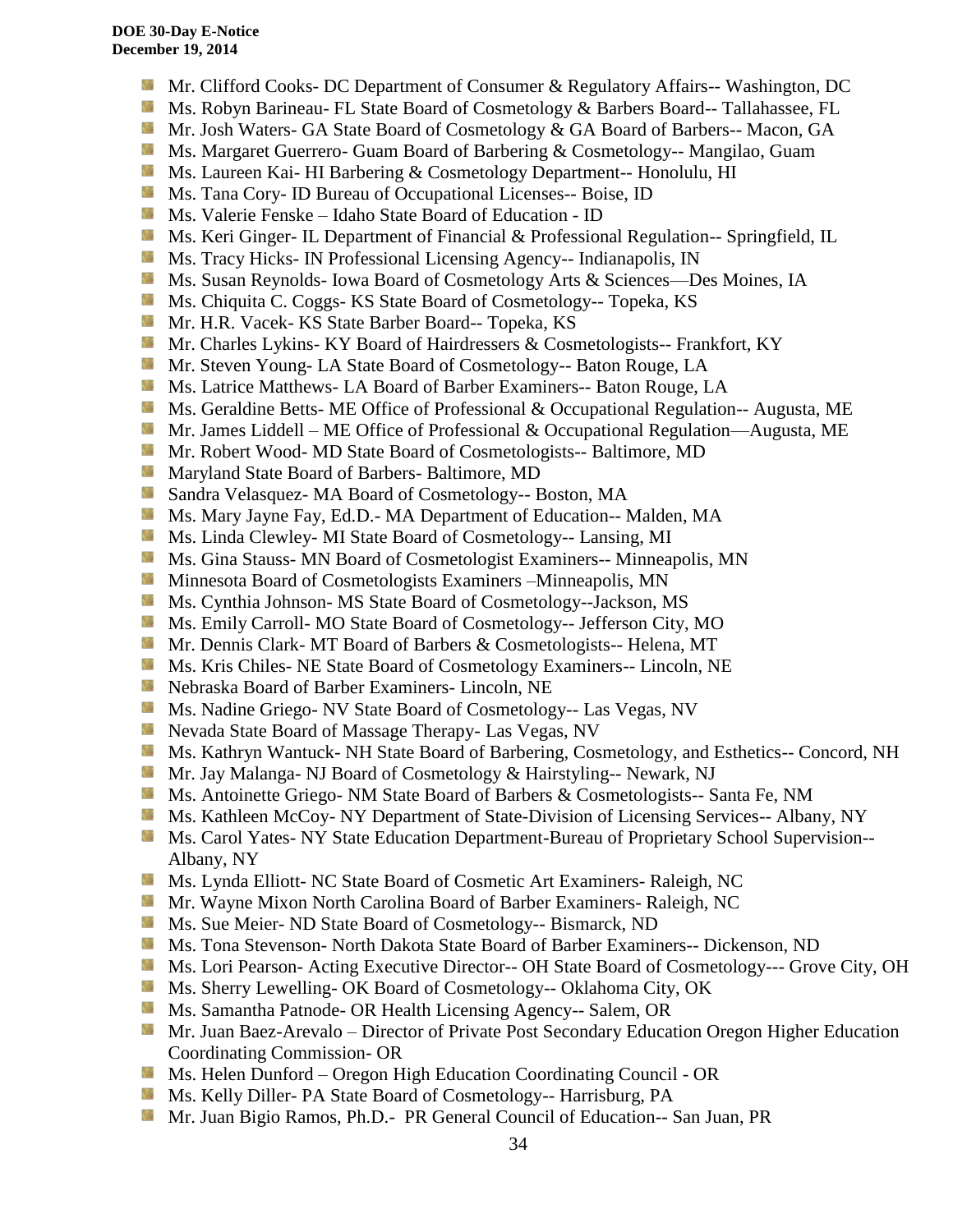- Mr. Clifford Cooks- DC Department of Consumer & Regulatory Affairs-- Washington, DC
- Ms. Robyn Barineau- FL State Board of Cosmetology & Barbers Board-- Tallahassee, FL
- Mr. Josh Waters- GA State Board of Cosmetology & GA Board of Barbers-- Macon, GA
- Ms. Margaret Guerrero- Guam Board of Barbering & Cosmetology-- Mangilao, Guam
- Ms. Laureen Kai- HI Barbering & Cosmetology Department-- Honolulu, HI
- Ms. Tana Cory- ID Bureau of Occupational Licenses-- Boise, ID
- Ms. Valerie Fenske – Idaho State Board of Education - ID
- Ms. Keri Ginger- IL Department of Financial & Professional Regulation-- Springfield, IL
- Ms. Tracy Hicks- IN Professional Licensing Agency-- Indianapolis, IN
- Ms. Susan Reynolds- Iowa Board of Cosmetology Arts & Sciences—Des Moines, IA
- Ms. Chiquita C. Coggs- KS State Board of Cosmetology-- Topeka, KS
- Mr. H.R. Vacek- KS State Barber Board-- Topeka, KS
- Mr. Charles Lykins- KY Board of Hairdressers & Cosmetologists-- Frankfort, KY
- Mr. Steven Young- LA State Board of Cosmetology-- Baton Rouge, LA
- Ms. Latrice Matthews- LA Board of Barber Examiners-- Baton Rouge, LA
- Ms. Geraldine Betts- ME Office of Professional & Occupational Regulation-- Augusta, ME
- Mr. James Liddell – ME Office of Professional & Occupational Regulation—Augusta, ME
- Mr. Robert Wood- MD State Board of Cosmetologists-- Baltimore, MD
- Maryland State Board of Barbers- Baltimore, MD
- Sandra Velasquez- MA Board of Cosmetology-- Boston, MA
- Ms. Mary Jayne Fay, Ed.D.- MA Department of Education-- Malden, MA
- Ms. Linda Clewley- MI State Board of Cosmetology-- Lansing, MI
- Ms. Gina Stauss- MN Board of Cosmetologist Examiners-- Minneapolis, MN
- Minnesota Board of Cosmetologists Examiners –Minneapolis, MN
- Ms. Cynthia Johnson- MS State Board of Cosmetology--Jackson, MS
- Ms. Emily Carroll- MO State Board of Cosmetology-- Jefferson City, MO
- Mr. Dennis Clark- MT Board of Barbers & Cosmetologists-- Helena, MT
- Ms. Kris Chiles- NE State Board of Cosmetology Examiners-- Lincoln, NE
- Nebraska Board of Barber Examiners- Lincoln, NE
- Ms. Nadine Griego- NV State Board of Cosmetology-- Las Vegas, NV
- Nevada State Board of Massage Therapy- Las Vegas, NV
- Ms. Kathryn Wantuck- NH State Board of Barbering, Cosmetology, and Esthetics-- Concord, NH
- Mr. Jay Malanga- NJ Board of Cosmetology & Hairstyling-- Newark, NJ
- Ms. Antoinette Griego- NM State Board of Barbers & Cosmetologists-- Santa Fe, NM
- Ms. Kathleen McCoy- NY Department of State-Division of Licensing Services-- Albany, NY
- Ms. Carol Yates- NY State Education Department-Bureau of Proprietary School Supervision-- Albany, NY
- Ms. Lynda Elliott- NC State Board of Cosmetic Art Examiners- Raleigh, NC
- Mr. Wayne Mixon North Carolina Board of Barber Examiners- Raleigh, NC
- Ms. Sue Meier- ND State Board of Cosmetology-- Bismarck, ND
- Ms. Tona Stevenson- North Dakota State Board of Barber Examiners-- Dickenson, ND
- Ms. Lori Pearson- Acting Executive Director-- OH State Board of Cosmetology--- Grove City, OH
- Ms. Sherry Lewelling- OK Board of Cosmetology-- Oklahoma City, OK
- Ms. Samantha Patnode- OR Health Licensing Agency-- Salem, OR
- Mr. Juan Baez-Arevalo – Director of Private Post Secondary Education Oregon Higher Education Coordinating Commission- OR
- Ms. Helen Dunford – Oregon High Education Coordinating Council - OR
- Ms. Kelly Diller- PA State Board of Cosmetology-- Harrisburg, PA
- Mr. Juan Bigio Ramos, Ph.D.- PR General Council of Education-- San Juan, PR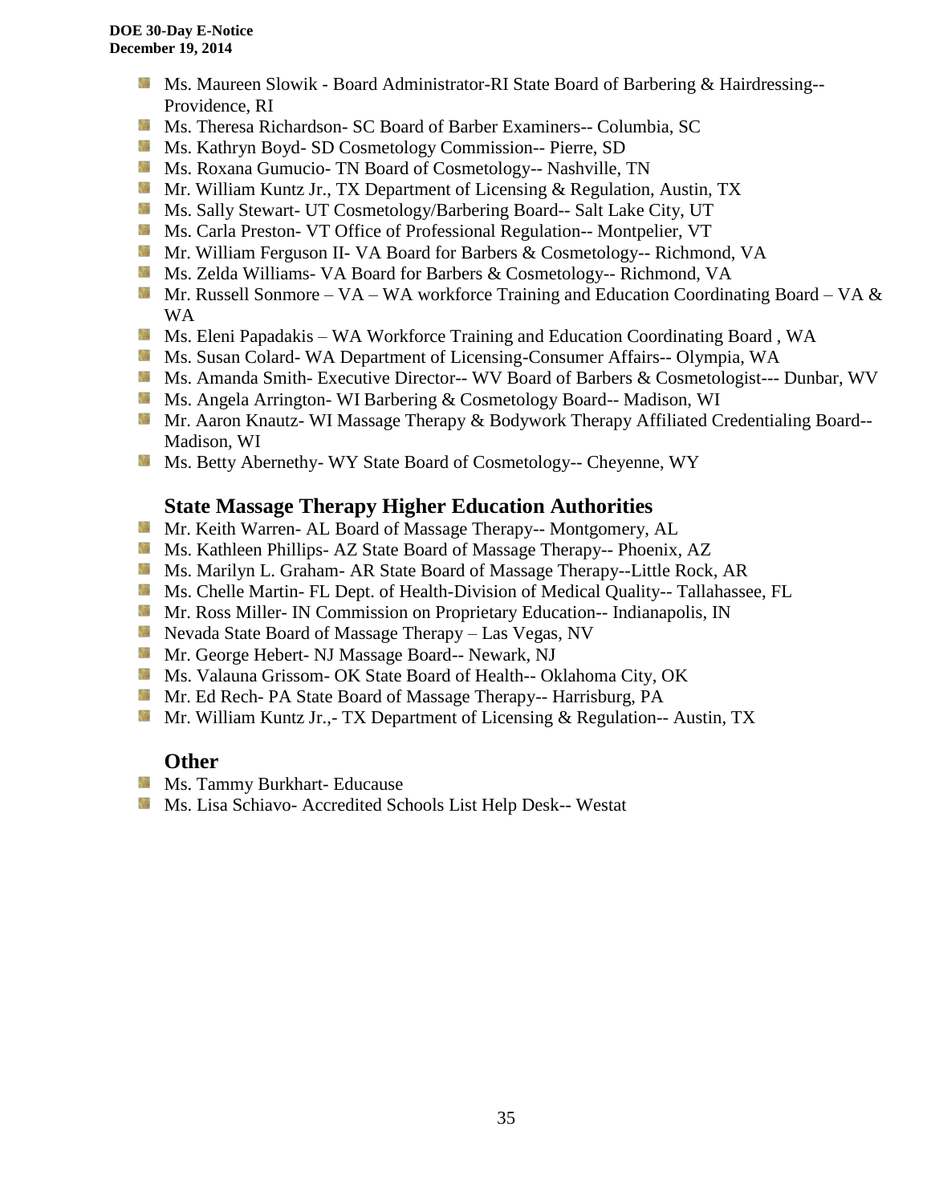- Ms. Maureen Slowik - Board Administrator-RI State Board of Barbering & Hairdressing-- Providence, RI
- Ms. Theresa Richardson- SC Board of Barber Examiners-- Columbia, SC
- Ms. Kathryn Boyd- SD Cosmetology Commission-- Pierre, SD
- Ms. Roxana Gumucio- TN Board of Cosmetology-- Nashville, TN
- Mr. William Kuntz Jr., TX Department of Licensing & Regulation, Austin, TX
- Ms. Sally Stewart- UT Cosmetology/Barbering Board-- Salt Lake City, UT
- Ms. Carla Preston- VT Office of Professional Regulation-- Montpelier, VT
- Mr. William Ferguson II- VA Board for Barbers & Cosmetology-- Richmond, VA
- Ms. Zelda Williams- VA Board for Barbers & Cosmetology-- Richmond, VA
- Mr. Russell Sonmore – VA – WA workforce Training and Education Coordinating Board – VA & WA
- Ms. Eleni Papadakis – WA Workforce Training and Education Coordinating Board , WA
- Ms. Susan Colard- WA Department of Licensing-Consumer Affairs-- Olympia, WA
- Ms. Amanda Smith- Executive Director-- WV Board of Barbers & Cosmetologist--- Dunbar, WV
- Ms. Angela Arrington- WI Barbering & Cosmetology Board-- Madison, WI
- Mr. Aaron Knautz- WI Massage Therapy & Bodywork Therapy Affiliated Credentialing Board-- Madison, WI
- Ms. Betty Abernethy- WY State Board of Cosmetology-- Cheyenne, WY

## State Massage Therapy Higher Education Authorities

- Mr. Keith Warren- AL Board of Massage Therapy-- Montgomery, AL
- Ms. Kathleen Phillips- AZ State Board of Massage Therapy-- Phoenix, AZ
- Ms. Marilyn L. Graham- AR State Board of Massage Therapy--Little Rock, AR
- Ms. Chelle Martin- FL Dept. of Health-Division of Medical Quality-- Tallahassee, FL
- Mr. Ross Miller- IN Commission on Proprietary Education-- Indianapolis, IN
- Nevada State Board of Massage Therapy – Las Vegas, NV
- Mr. George Hebert- NJ Massage Board-- Newark, NJ
- Ms. Valauna Grissom- OK State Board of Health-- Oklahoma City, OK
- Mr. Ed Rech- PA State Board of Massage Therapy-- Harrisburg, PA
- Mr. William Kuntz Jr.,- TX Department of Licensing & Regulation-- Austin, TX

## Other

- Ms. Tammy Burkhart- Educause
- Ms. Lisa Schiavo- Accredited Schools List Help Desk-- Westat